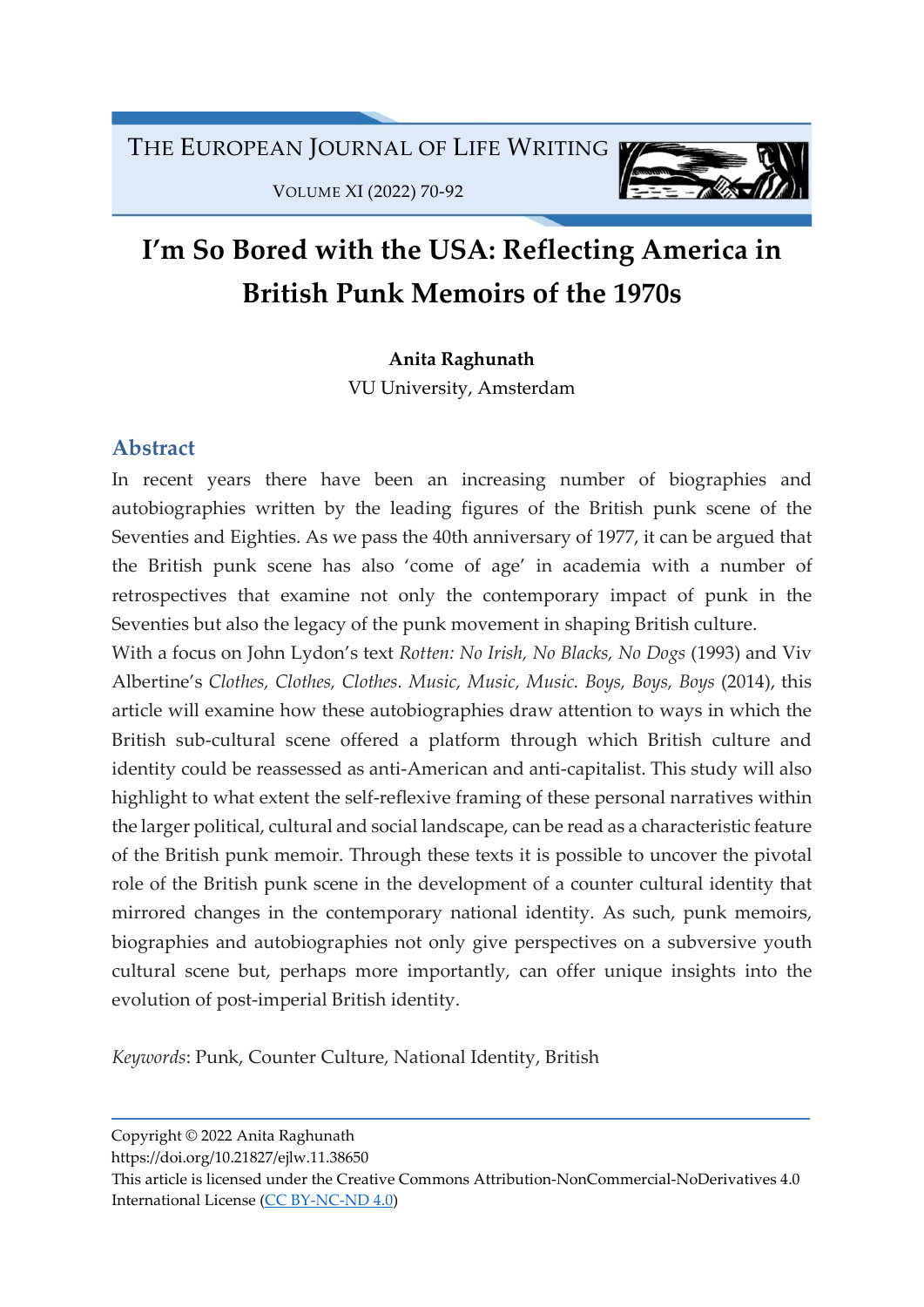# I'm So Bored with the USA: Reflecting America in British Punk Memoirs of the 1970s

**Anita Raghunath**
VU University, Amsterdam

## Abstract

In recent years there have been an increasing number of biographies and autobiographies written by the leading figures of the British punk scene of the Seventies and Eighties. As we pass the 40th anniversary of 1977, it can be argued that the British punk scene has also 'come of age' in academia with a number of retrospectives that examine not only the contemporary impact of punk in the Seventies but also the legacy of the punk movement in shaping British culture.

With a focus on John Lydon's text *Rotten: No Irish, No Blacks, No Dogs* (1993) and Viv Albertine's *Clothes, Clothes, Clothes. Music, Music, Music. Boys, Boys, Boys* (2014), this article will examine how these autobiographies draw attention to ways in which the British sub-cultural scene offered a platform through which British culture and identity could be reassessed as anti-American and anti-capitalist. This study will also highlight to what extent the self-reflexive framing of these personal narratives within the larger political, cultural and social landscape, can be read as a characteristic feature of the British punk memoir. Through these texts it is possible to uncover the pivotal role of the British punk scene in the development of a counter cultural identity that mirrored changes in the contemporary national identity. As such, punk memoirs, biographies and autobiographies not only give perspectives on a subversive youth cultural scene but, perhaps more importantly, can offer unique insights into the evolution of post-imperial British identity.

*Keywords*: Punk, Counter Culture, National Identity, British

---

Copyright © 2022 Anita Raghunath
https://doi.org/10.21827/ejlw.11.38650
This article is licensed under the Creative Commons Attribution-NonCommercial-NoDerivatives 4.0 International License (CC BY-NC-ND 4.0)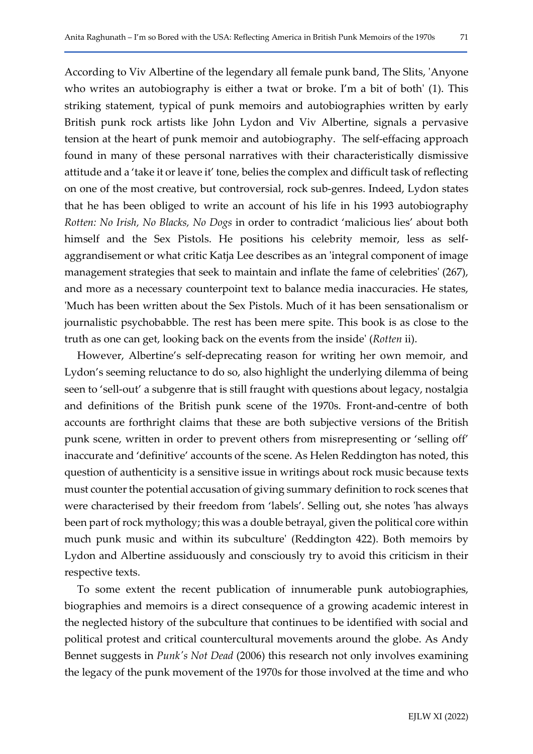According to Viv Albertine of the legendary all female punk band, The Slits, 'Anyone who writes an autobiography is either a twat or broke. I'm a bit of both' (1). This striking statement, typical of punk memoirs and autobiographies written by early British punk rock artists like John Lydon and Viv Albertine, signals a pervasive tension at the heart of punk memoir and autobiography. The self-effacing approach found in many of these personal narratives with their characteristically dismissive attitude and a 'take it or leave it' tone, belies the complex and difficult task of reflecting on one of the most creative, but controversial, rock sub-genres. Indeed, Lydon states that he has been obliged to write an account of his life in his 1993 autobiography *Rotten: No Irish, No Blacks, No Dogs* in order to contradict 'malicious lies' about both himself and the Sex Pistols. He positions his celebrity memoir, less as self-aggrandisement or what critic Katja Lee describes as an 'integral component of image management strategies that seek to maintain and inflate the fame of celebrities' (267), and more as a necessary counterpoint text to balance media inaccuracies. He states, 'Much has been written about the Sex Pistols. Much of it has been sensationalism or journalistic psychobabble. The rest has been mere spite. This book is as close to the truth as one can get, looking back on the events from the inside' (*Rotten* ii).

However, Albertine's self-deprecating reason for writing her own memoir, and Lydon's seeming reluctance to do so, also highlight the underlying dilemma of being seen to 'sell-out' a subgenre that is still fraught with questions about legacy, nostalgia and definitions of the British punk scene of the 1970s. Front-and-centre of both accounts are forthright claims that these are both subjective versions of the British punk scene, written in order to prevent others from misrepresenting or 'selling off' inaccurate and 'definitive' accounts of the scene. As Helen Reddington has noted, this question of authenticity is a sensitive issue in writings about rock music because texts must counter the potential accusation of giving summary definition to rock scenes that were characterised by their freedom from 'labels'. Selling out, she notes 'has always been part of rock mythology; this was a double betrayal, given the political core within much punk music and within its subculture' (Reddington 422). Both memoirs by Lydon and Albertine assiduously and consciously try to avoid this criticism in their respective texts.

To some extent the recent publication of innumerable punk autobiographies, biographies and memoirs is a direct consequence of a growing academic interest in the neglected history of the subculture that continues to be identified with social and political protest and critical countercultural movements around the globe. As Andy Bennet suggests in *Punk's Not Dead* (2006) this research not only involves examining the legacy of the punk movement of the 1970s for those involved at the time and who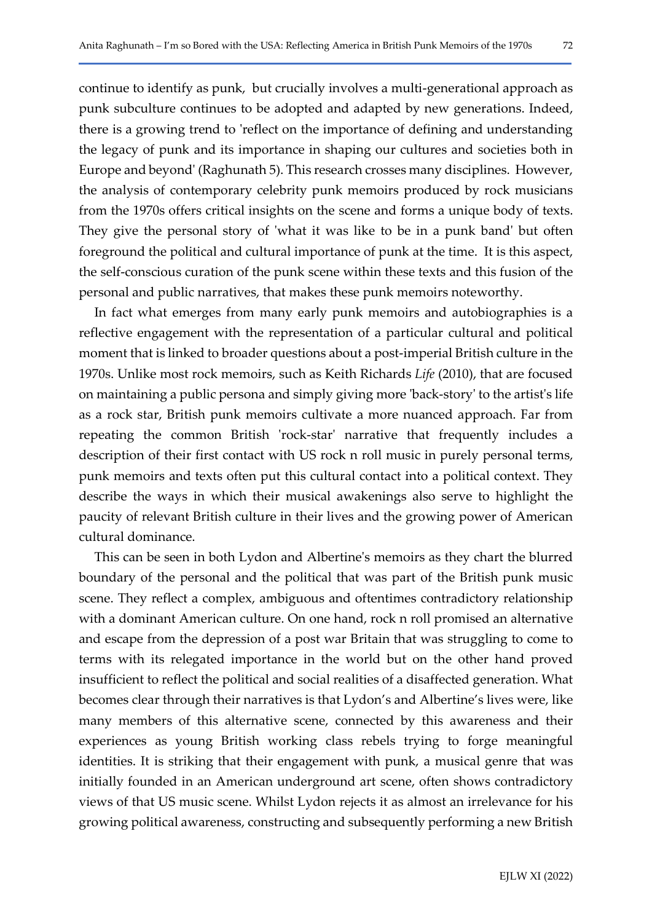continue to identify as punk, but crucially involves a multi-generational approach as punk subculture continues to be adopted and adapted by new generations. Indeed, there is a growing trend to 'reflect on the importance of defining and understanding the legacy of punk and its importance in shaping our cultures and societies both in Europe and beyond' (Raghunath 5). This research crosses many disciplines. However, the analysis of contemporary celebrity punk memoirs produced by rock musicians from the 1970s offers critical insights on the scene and forms a unique body of texts. They give the personal story of 'what it was like to be in a punk band' but often foreground the political and cultural importance of punk at the time. It is this aspect, the self-conscious curation of the punk scene within these texts and this fusion of the personal and public narratives, that makes these punk memoirs noteworthy.

In fact what emerges from many early punk memoirs and autobiographies is a reflective engagement with the representation of a particular cultural and political moment that is linked to broader questions about a post-imperial British culture in the 1970s. Unlike most rock memoirs, such as Keith Richards *Life* (2010), that are focused on maintaining a public persona and simply giving more 'back-story' to the artist's life as a rock star, British punk memoirs cultivate a more nuanced approach. Far from repeating the common British 'rock-star' narrative that frequently includes a description of their first contact with US rock n roll music in purely personal terms, punk memoirs and texts often put this cultural contact into a political context. They describe the ways in which their musical awakenings also serve to highlight the paucity of relevant British culture in their lives and the growing power of American cultural dominance.

This can be seen in both Lydon and Albertine's memoirs as they chart the blurred boundary of the personal and the political that was part of the British punk music scene. They reflect a complex, ambiguous and oftentimes contradictory relationship with a dominant American culture. On one hand, rock n roll promised an alternative and escape from the depression of a post war Britain that was struggling to come to terms with its relegated importance in the world but on the other hand proved insufficient to reflect the political and social realities of a disaffected generation. What becomes clear through their narratives is that Lydon's and Albertine's lives were, like many members of this alternative scene, connected by this awareness and their experiences as young British working class rebels trying to forge meaningful identities. It is striking that their engagement with punk, a musical genre that was initially founded in an American underground art scene, often shows contradictory views of that US music scene. Whilst Lydon rejects it as almost an irrelevance for his growing political awareness, constructing and subsequently performing a new British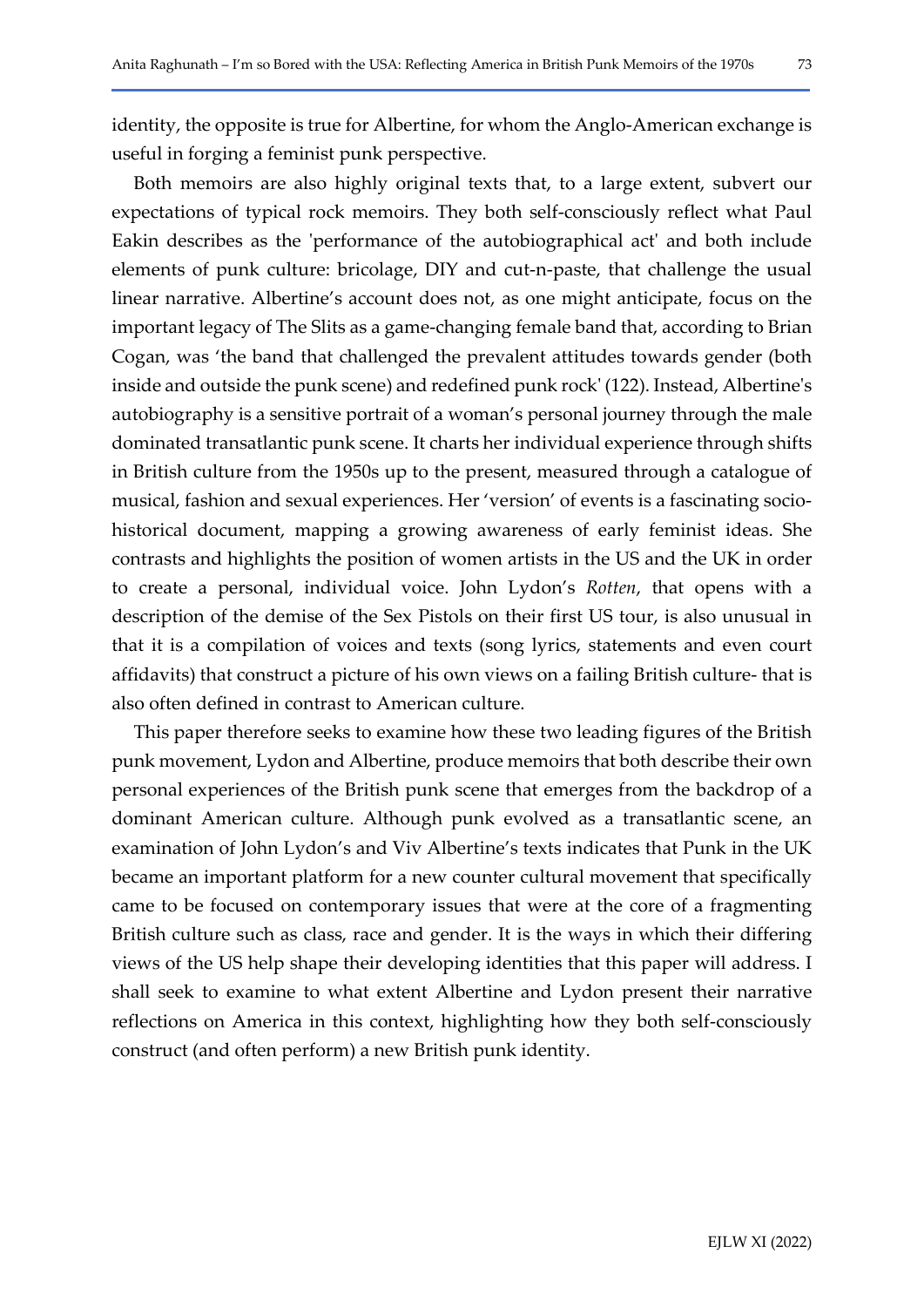identity, the opposite is true for Albertine, for whom the Anglo-American exchange is useful in forging a feminist punk perspective.

Both memoirs are also highly original texts that, to a large extent, subvert our expectations of typical rock memoirs. They both self-consciously reflect what Paul Eakin describes as the 'performance of the autobiographical act' and both include elements of punk culture: bricolage, DIY and cut-n-paste, that challenge the usual linear narrative. Albertine's account does not, as one might anticipate, focus on the important legacy of The Slits as a game-changing female band that, according to Brian Cogan, was 'the band that challenged the prevalent attitudes towards gender (both inside and outside the punk scene) and redefined punk rock' (122). Instead, Albertine's autobiography is a sensitive portrait of a woman's personal journey through the male dominated transatlantic punk scene. It charts her individual experience through shifts in British culture from the 1950s up to the present, measured through a catalogue of musical, fashion and sexual experiences. Her 'version' of events is a fascinating socio-historical document, mapping a growing awareness of early feminist ideas. She contrasts and highlights the position of women artists in the US and the UK in order to create a personal, individual voice. John Lydon's *Rotten*, that opens with a description of the demise of the Sex Pistols on their first US tour, is also unusual in that it is a compilation of voices and texts (song lyrics, statements and even court affidavits) that construct a picture of his own views on a failing British culture- that is also often defined in contrast to American culture.

This paper therefore seeks to examine how these two leading figures of the British punk movement, Lydon and Albertine, produce memoirs that both describe their own personal experiences of the British punk scene that emerges from the backdrop of a dominant American culture. Although punk evolved as a transatlantic scene, an examination of John Lydon's and Viv Albertine's texts indicates that Punk in the UK became an important platform for a new counter cultural movement that specifically came to be focused on contemporary issues that were at the core of a fragmenting British culture such as class, race and gender. It is the ways in which their differing views of the US help shape their developing identities that this paper will address. I shall seek to examine to what extent Albertine and Lydon present their narrative reflections on America in this context, highlighting how they both self-consciously construct (and often perform) a new British punk identity.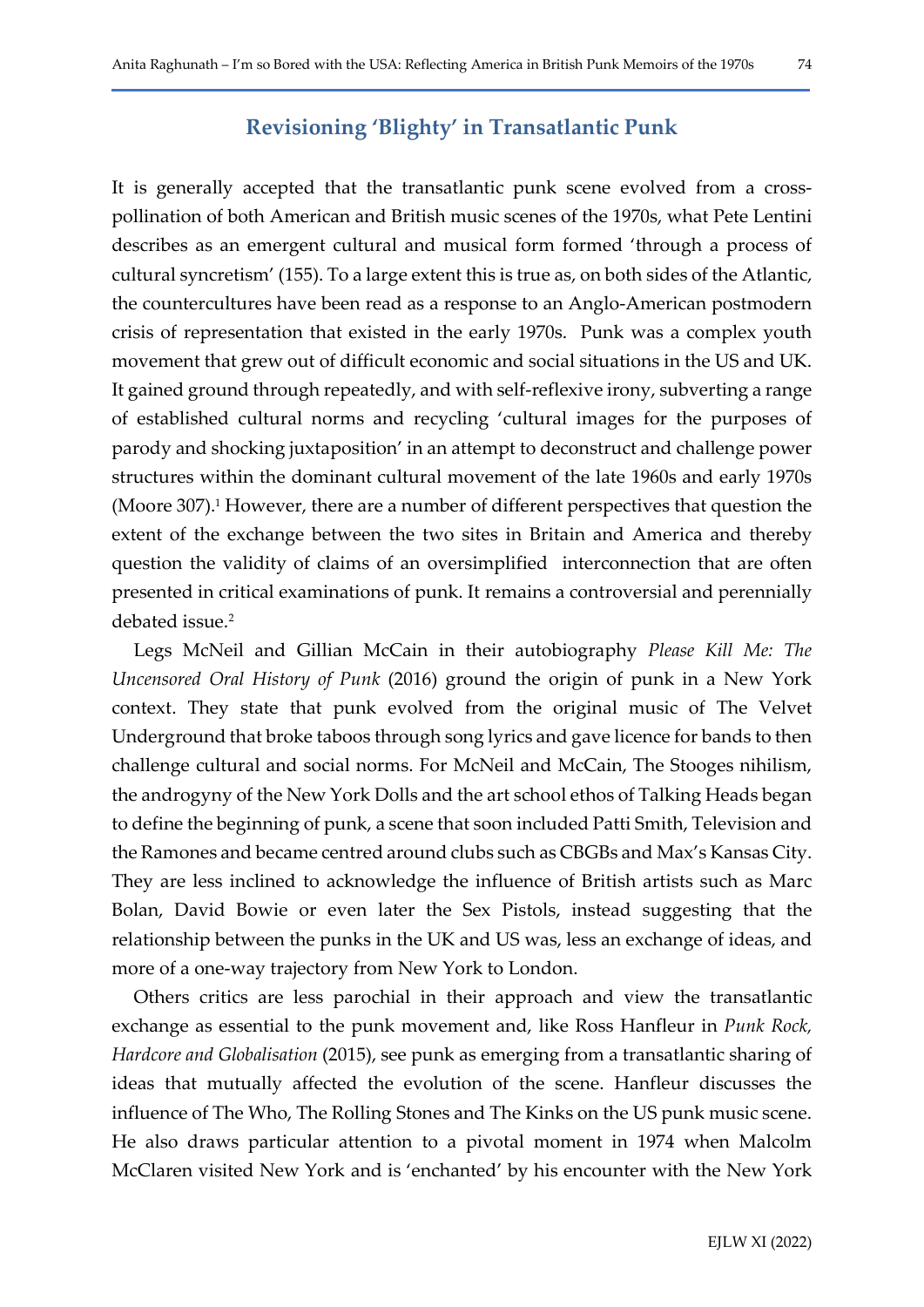## Revisioning 'Blighty' in Transatlantic Punk

It is generally accepted that the transatlantic punk scene evolved from a cross-pollination of both American and British music scenes of the 1970s, what Pete Lentini describes as an emergent cultural and musical form formed 'through a process of cultural syncretism' (155). To a large extent this is true as, on both sides of the Atlantic, the countercultures have been read as a response to an Anglo-American postmodern crisis of representation that existed in the early 1970s. Punk was a complex youth movement that grew out of difficult economic and social situations in the US and UK. It gained ground through repeatedly, and with self-reflexive irony, subverting a range of established cultural norms and recycling 'cultural images for the purposes of parody and shocking juxtaposition' in an attempt to deconstruct and challenge power structures within the dominant cultural movement of the late 1960s and early 1970s (Moore 307).[1] However, there are a number of different perspectives that question the extent of the exchange between the two sites in Britain and America and thereby question the validity of claims of an oversimplified interconnection that are often presented in critical examinations of punk. It remains a controversial and perennially debated issue.[2]

Legs McNeil and Gillian McCain in their autobiography *Please Kill Me: The Uncensored Oral History of Punk* (2016) ground the origin of punk in a New York context. They state that punk evolved from the original music of The Velvet Underground that broke taboos through song lyrics and gave licence for bands to then challenge cultural and social norms. For McNeil and McCain, The Stooges nihilism, the androgyny of the New York Dolls and the art school ethos of Talking Heads began to define the beginning of punk, a scene that soon included Patti Smith, Television and the Ramones and became centred around clubs such as CBGBs and Max's Kansas City. They are less inclined to acknowledge the influence of British artists such as Marc Bolan, David Bowie or even later the Sex Pistols, instead suggesting that the relationship between the punks in the UK and US was, less an exchange of ideas, and more of a one-way trajectory from New York to London.

Others critics are less parochial in their approach and view the transatlantic exchange as essential to the punk movement and, like Ross Hanfleur in *Punk Rock, Hardcore and Globalisation* (2015), see punk as emerging from a transatlantic sharing of ideas that mutually affected the evolution of the scene. Hanfleur discusses the influence of The Who, The Rolling Stones and The Kinks on the US punk music scene. He also draws particular attention to a pivotal moment in 1974 when Malcolm McClaren visited New York and is 'enchanted' by his encounter with the New York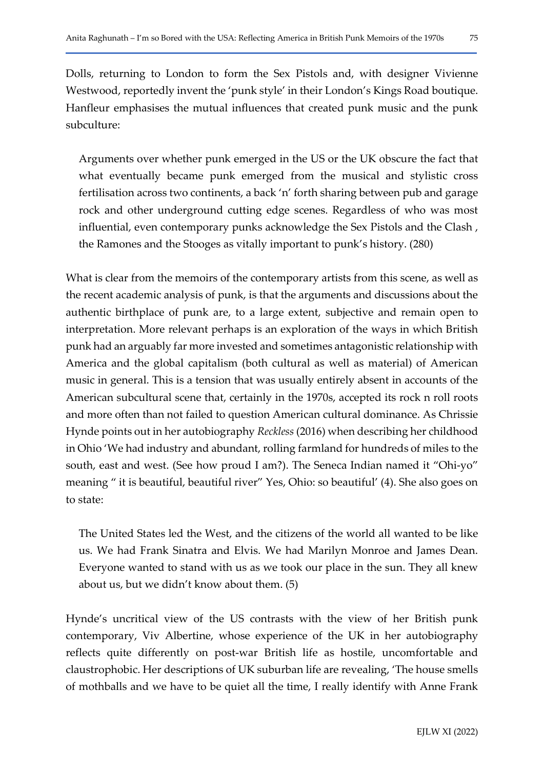Dolls, returning to London to form the Sex Pistols and, with designer Vivienne Westwood, reportedly invent the 'punk style' in their London's Kings Road boutique. Hanfleur emphasises the mutual influences that created punk music and the punk subculture:

> Arguments over whether punk emerged in the US or the UK obscure the fact that what eventually became punk emerged from the musical and stylistic cross fertilisation across two continents, a back 'n' forth sharing between pub and garage rock and other underground cutting edge scenes. Regardless of who was most influential, even contemporary punks acknowledge the Sex Pistols and the Clash , the Ramones and the Stooges as vitally important to punk's history. (280)

What is clear from the memoirs of the contemporary artists from this scene, as well as the recent academic analysis of punk, is that the arguments and discussions about the authentic birthplace of punk are, to a large extent, subjective and remain open to interpretation. More relevant perhaps is an exploration of the ways in which British punk had an arguably far more invested and sometimes antagonistic relationship with America and the global capitalism (both cultural as well as material) of American music in general. This is a tension that was usually entirely absent in accounts of the American subcultural scene that, certainly in the 1970s, accepted its rock n roll roots and more often than not failed to question American cultural dominance. As Chrissie Hynde points out in her autobiography *Reckless* (2016) when describing her childhood in Ohio 'We had industry and abundant, rolling farmland for hundreds of miles to the south, east and west. (See how proud I am?). The Seneca Indian named it "Ohi-yo" meaning " it is beautiful, beautiful river" Yes, Ohio: so beautiful' (4). She also goes on to state:

> The United States led the West, and the citizens of the world all wanted to be like us. We had Frank Sinatra and Elvis. We had Marilyn Monroe and James Dean. Everyone wanted to stand with us as we took our place in the sun. They all knew about us, but we didn't know about them. (5)

Hynde's uncritical view of the US contrasts with the view of her British punk contemporary, Viv Albertine, whose experience of the UK in her autobiography reflects quite differently on post-war British life as hostile, uncomfortable and claustrophobic. Her descriptions of UK suburban life are revealing, 'The house smells of mothballs and we have to be quiet all the time, I really identify with Anne Frank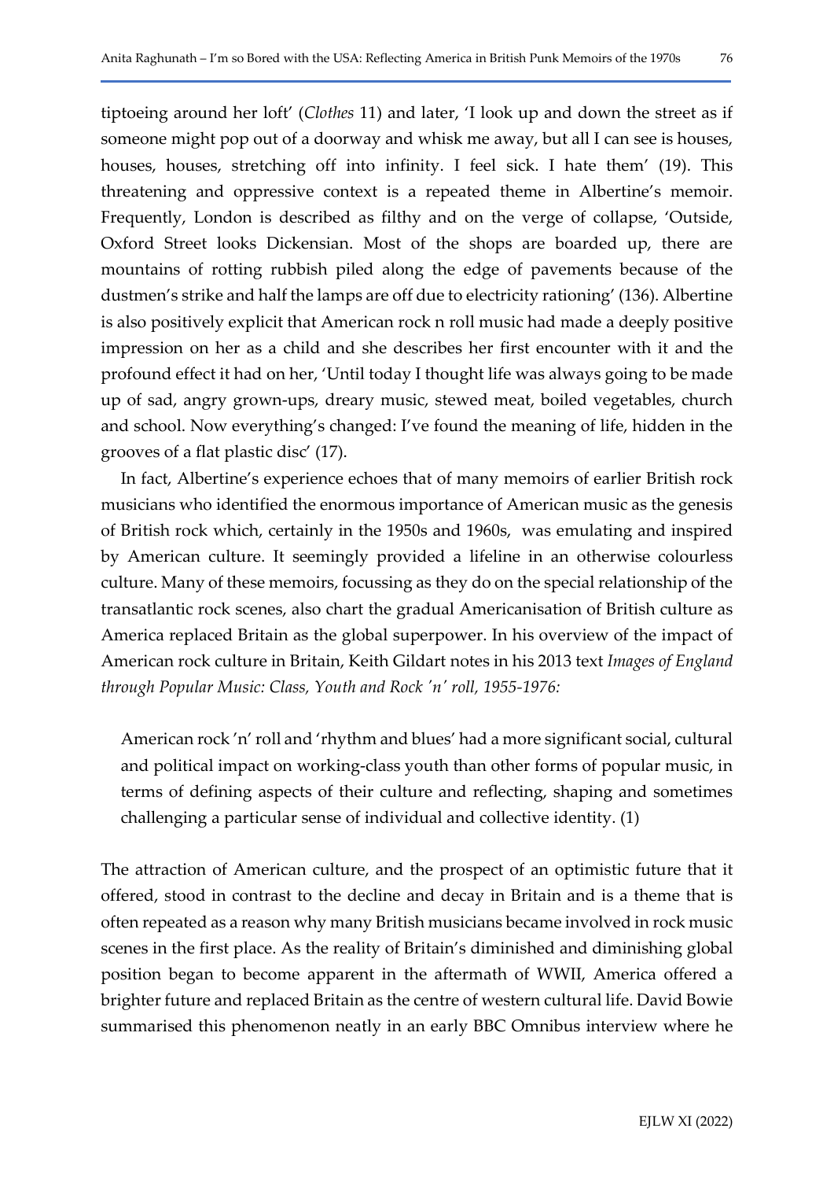tiptoeing around her loft' (*Clothes* 11) and later, 'I look up and down the street as if someone might pop out of a doorway and whisk me away, but all I can see is houses, houses, houses, stretching off into infinity. I feel sick. I hate them' (19). This threatening and oppressive context is a repeated theme in Albertine's memoir. Frequently, London is described as filthy and on the verge of collapse, 'Outside, Oxford Street looks Dickensian. Most of the shops are boarded up, there are mountains of rotting rubbish piled along the edge of pavements because of the dustmen's strike and half the lamps are off due to electricity rationing' (136). Albertine is also positively explicit that American rock n roll music had made a deeply positive impression on her as a child and she describes her first encounter with it and the profound effect it had on her, 'Until today I thought life was always going to be made up of sad, angry grown-ups, dreary music, stewed meat, boiled vegetables, church and school. Now everything's changed: I've found the meaning of life, hidden in the grooves of a flat plastic disc' (17).

In fact, Albertine's experience echoes that of many memoirs of earlier British rock musicians who identified the enormous importance of American music as the genesis of British rock which, certainly in the 1950s and 1960s, was emulating and inspired by American culture. It seemingly provided a lifeline in an otherwise colourless culture. Many of these memoirs, focussing as they do on the special relationship of the transatlantic rock scenes, also chart the gradual Americanisation of British culture as America replaced Britain as the global superpower. In his overview of the impact of American rock culture in Britain, Keith Gildart notes in his 2013 text *Images of England through Popular Music: Class, Youth and Rock 'n' roll, 1955-1976:*

> American rock 'n' roll and 'rhythm and blues' had a more significant social, cultural and political impact on working-class youth than other forms of popular music, in terms of defining aspects of their culture and reflecting, shaping and sometimes challenging a particular sense of individual and collective identity. (1)

The attraction of American culture, and the prospect of an optimistic future that it offered, stood in contrast to the decline and decay in Britain and is a theme that is often repeated as a reason why many British musicians became involved in rock music scenes in the first place. As the reality of Britain's diminished and diminishing global position began to become apparent in the aftermath of WWII, America offered a brighter future and replaced Britain as the centre of western cultural life. David Bowie summarised this phenomenon neatly in an early BBC Omnibus interview where he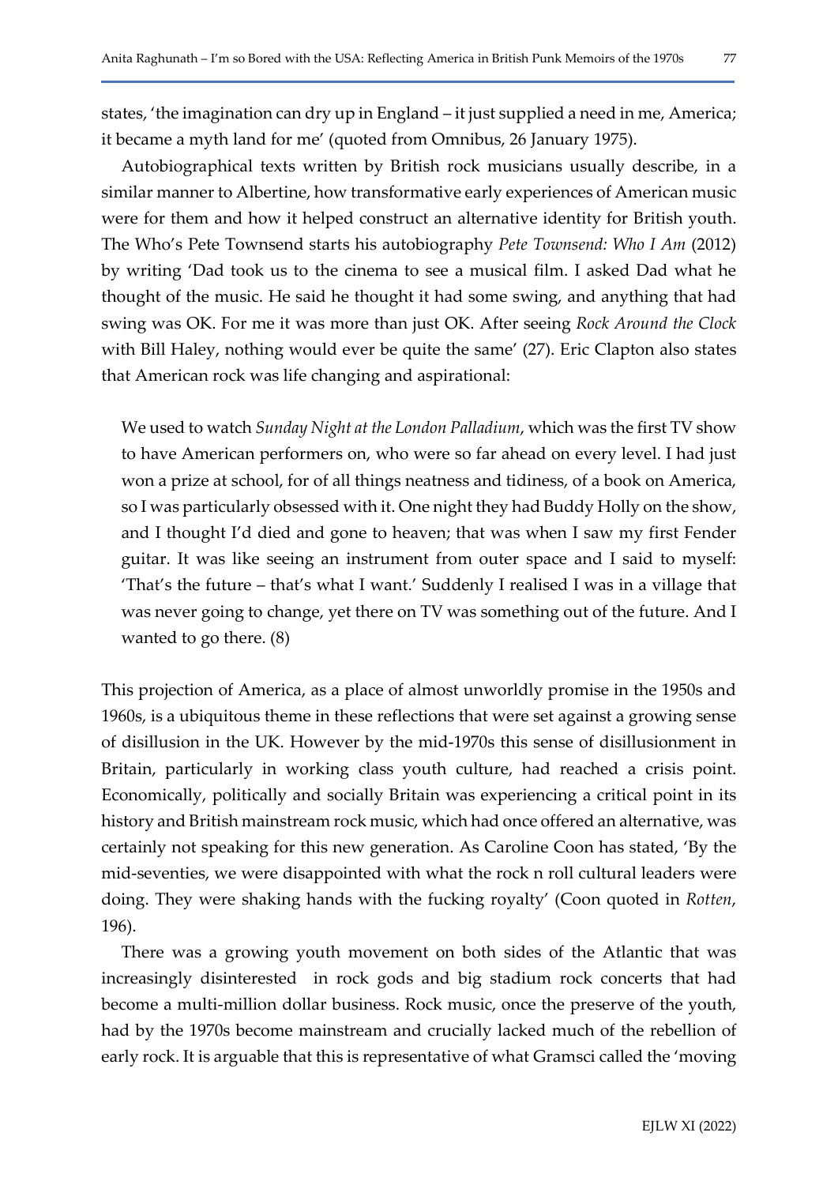states, 'the imagination can dry up in England – it just supplied a need in me, America; it became a myth land for me' (quoted from Omnibus, 26 January 1975).

Autobiographical texts written by British rock musicians usually describe, in a similar manner to Albertine, how transformative early experiences of American music were for them and how it helped construct an alternative identity for British youth. The Who's Pete Townsend starts his autobiography *Pete Townsend: Who I Am* (2012) by writing 'Dad took us to the cinema to see a musical film. I asked Dad what he thought of the music. He said he thought it had some swing, and anything that had swing was OK. For me it was more than just OK. After seeing *Rock Around the Clock* with Bill Haley, nothing would ever be quite the same' (27). Eric Clapton also states that American rock was life changing and aspirational:

> We used to watch *Sunday Night at the London Palladium*, which was the first TV show to have American performers on, who were so far ahead on every level. I had just won a prize at school, for of all things neatness and tidiness, of a book on America, so I was particularly obsessed with it. One night they had Buddy Holly on the show, and I thought I'd died and gone to heaven; that was when I saw my first Fender guitar. It was like seeing an instrument from outer space and I said to myself: 'That's the future – that's what I want.' Suddenly I realised I was in a village that was never going to change, yet there on TV was something out of the future. And I wanted to go there. (8)

This projection of America, as a place of almost unworldly promise in the 1950s and 1960s, is a ubiquitous theme in these reflections that were set against a growing sense of disillusion in the UK. However by the mid-1970s this sense of disillusionment in Britain, particularly in working class youth culture, had reached a crisis point. Economically, politically and socially Britain was experiencing a critical point in its history and British mainstream rock music, which had once offered an alternative, was certainly not speaking for this new generation. As Caroline Coon has stated, 'By the mid-seventies, we were disappointed with what the rock n roll cultural leaders were doing. They were shaking hands with the fucking royalty' (Coon quoted in *Rotten*, 196).

There was a growing youth movement on both sides of the Atlantic that was increasingly disinterested in rock gods and big stadium rock concerts that had become a multi-million dollar business. Rock music, once the preserve of the youth, had by the 1970s become mainstream and crucially lacked much of the rebellion of early rock. It is arguable that this is representative of what Gramsci called the 'moving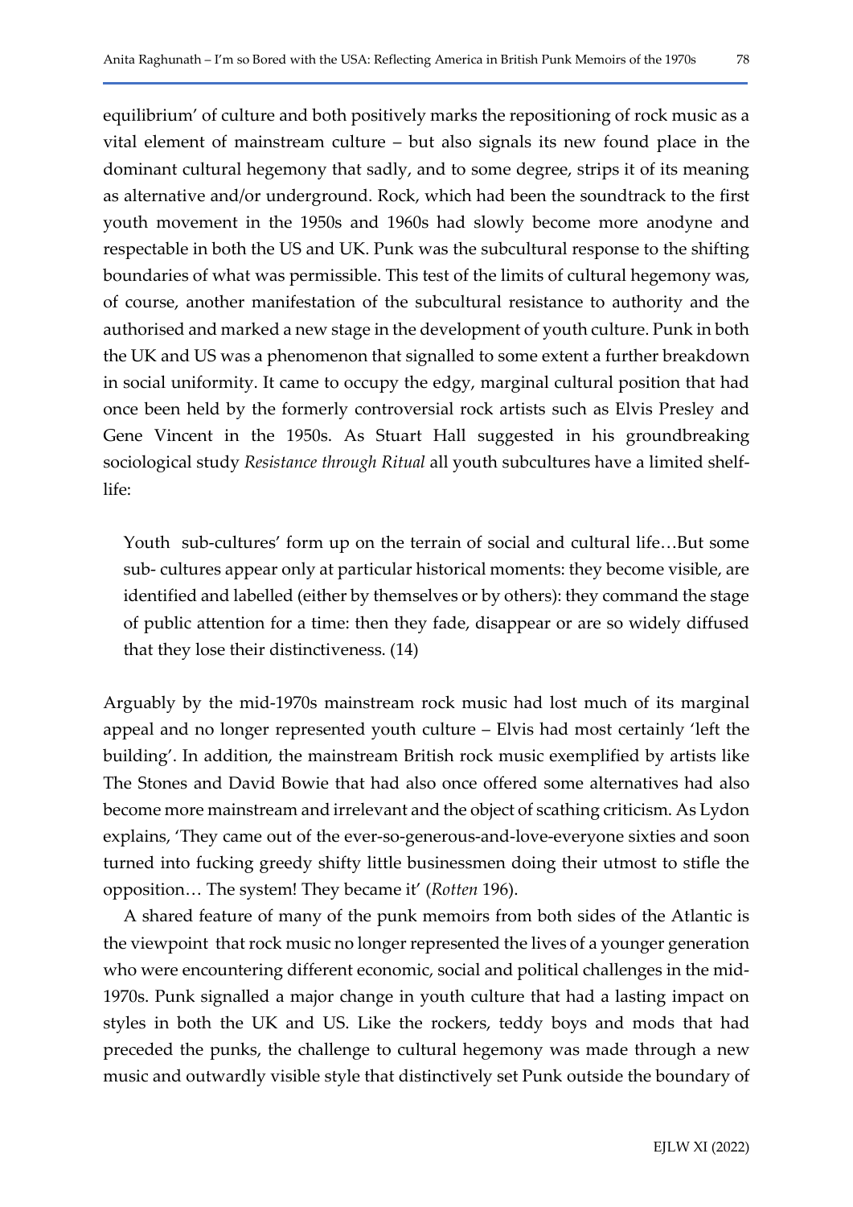equilibrium' of culture and both positively marks the repositioning of rock music as a vital element of mainstream culture – but also signals its new found place in the dominant cultural hegemony that sadly, and to some degree, strips it of its meaning as alternative and/or underground. Rock, which had been the soundtrack to the first youth movement in the 1950s and 1960s had slowly become more anodyne and respectable in both the US and UK. Punk was the subcultural response to the shifting boundaries of what was permissible. This test of the limits of cultural hegemony was, of course, another manifestation of the subcultural resistance to authority and the authorised and marked a new stage in the development of youth culture. Punk in both the UK and US was a phenomenon that signalled to some extent a further breakdown in social uniformity. It came to occupy the edgy, marginal cultural position that had once been held by the formerly controversial rock artists such as Elvis Presley and Gene Vincent in the 1950s. As Stuart Hall suggested in his groundbreaking sociological study *Resistance through Ritual* all youth subcultures have a limited shelf-life:

> Youth sub-cultures' form up on the terrain of social and cultural life…But some sub- cultures appear only at particular historical moments: they become visible, are identified and labelled (either by themselves or by others): they command the stage of public attention for a time: then they fade, disappear or are so widely diffused that they lose their distinctiveness. (14)

Arguably by the mid-1970s mainstream rock music had lost much of its marginal appeal and no longer represented youth culture – Elvis had most certainly 'left the building'. In addition, the mainstream British rock music exemplified by artists like The Stones and David Bowie that had also once offered some alternatives had also become more mainstream and irrelevant and the object of scathing criticism. As Lydon explains, 'They came out of the ever-so-generous-and-love-everyone sixties and soon turned into fucking greedy shifty little businessmen doing their utmost to stifle the opposition… The system! They became it' (*Rotten* 196).

A shared feature of many of the punk memoirs from both sides of the Atlantic is the viewpoint that rock music no longer represented the lives of a younger generation who were encountering different economic, social and political challenges in the mid-1970s. Punk signalled a major change in youth culture that had a lasting impact on styles in both the UK and US. Like the rockers, teddy boys and mods that had preceded the punks, the challenge to cultural hegemony was made through a new music and outwardly visible style that distinctively set Punk outside the boundary of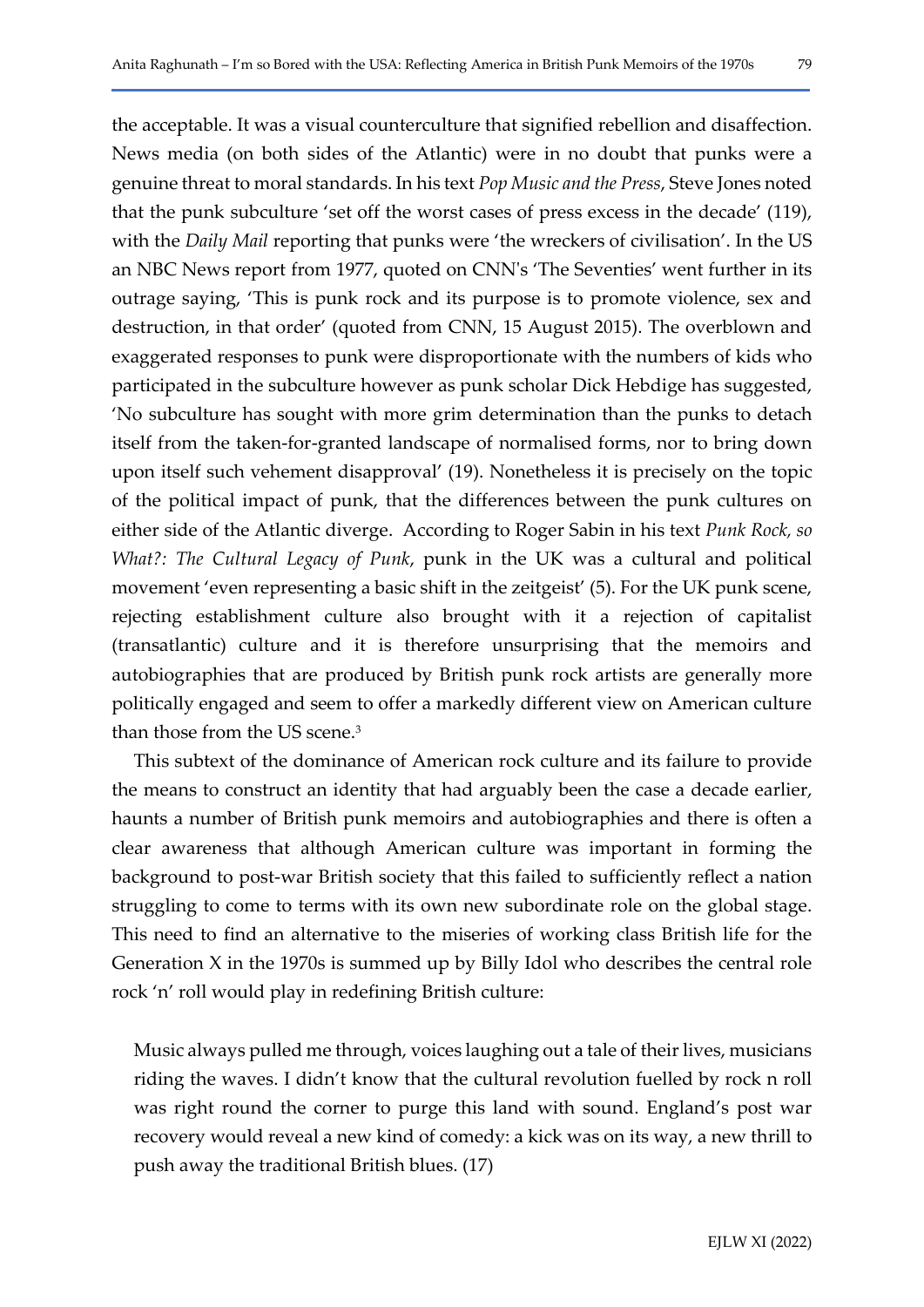the acceptable. It was a visual counterculture that signified rebellion and disaffection. News media (on both sides of the Atlantic) were in no doubt that punks were a genuine threat to moral standards. In his text *Pop Music and the Press*, Steve Jones noted that the punk subculture 'set off the worst cases of press excess in the decade' (119), with the *Daily Mail* reporting that punks were 'the wreckers of civilisation'. In the US an NBC News report from 1977, quoted on CNN's 'The Seventies' went further in its outrage saying, 'This is punk rock and its purpose is to promote violence, sex and destruction, in that order' (quoted from CNN, 15 August 2015). The overblown and exaggerated responses to punk were disproportionate with the numbers of kids who participated in the subculture however as punk scholar Dick Hebdige has suggested, 'No subculture has sought with more grim determination than the punks to detach itself from the taken-for-granted landscape of normalised forms, nor to bring down upon itself such vehement disapproval' (19). Nonetheless it is precisely on the topic of the political impact of punk, that the differences between the punk cultures on either side of the Atlantic diverge. According to Roger Sabin in his text *Punk Rock, so What?: The Cultural Legacy of Punk*, punk in the UK was a cultural and political movement 'even representing a basic shift in the zeitgeist' (5). For the UK punk scene, rejecting establishment culture also brought with it a rejection of capitalist (transatlantic) culture and it is therefore unsurprising that the memoirs and autobiographies that are produced by British punk rock artists are generally more politically engaged and seem to offer a markedly different view on American culture than those from the US scene.[3]

This subtext of the dominance of American rock culture and its failure to provide the means to construct an identity that had arguably been the case a decade earlier, haunts a number of British punk memoirs and autobiographies and there is often a clear awareness that although American culture was important in forming the background to post-war British society that this failed to sufficiently reflect a nation struggling to come to terms with its own new subordinate role on the global stage. This need to find an alternative to the miseries of working class British life for the Generation X in the 1970s is summed up by Billy Idol who describes the central role rock 'n' roll would play in redefining British culture:

> Music always pulled me through, voices laughing out a tale of their lives, musicians riding the waves. I didn't know that the cultural revolution fuelled by rock n roll was right round the corner to purge this land with sound. England's post war recovery would reveal a new kind of comedy: a kick was on its way, a new thrill to push away the traditional British blues. (17)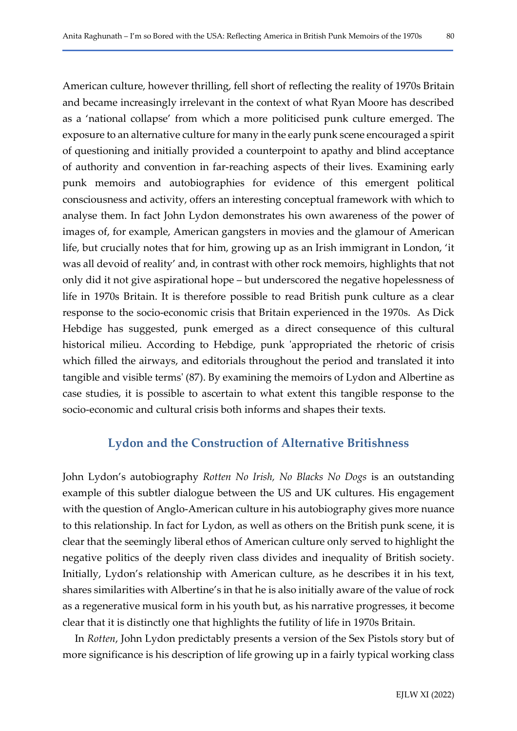American culture, however thrilling, fell short of reflecting the reality of 1970s Britain and became increasingly irrelevant in the context of what Ryan Moore has described as a 'national collapse' from which a more politicised punk culture emerged. The exposure to an alternative culture for many in the early punk scene encouraged a spirit of questioning and initially provided a counterpoint to apathy and blind acceptance of authority and convention in far-reaching aspects of their lives. Examining early punk memoirs and autobiographies for evidence of this emergent political consciousness and activity, offers an interesting conceptual framework with which to analyse them. In fact John Lydon demonstrates his own awareness of the power of images of, for example, American gangsters in movies and the glamour of American life, but crucially notes that for him, growing up as an Irish immigrant in London, 'it was all devoid of reality' and, in contrast with other rock memoirs, highlights that not only did it not give aspirational hope – but underscored the negative hopelessness of life in 1970s Britain. It is therefore possible to read British punk culture as a clear response to the socio-economic crisis that Britain experienced in the 1970s. As Dick Hebdige has suggested, punk emerged as a direct consequence of this cultural historical milieu. According to Hebdige, punk 'appropriated the rhetoric of crisis which filled the airways, and editorials throughout the period and translated it into tangible and visible terms' (87). By examining the memoirs of Lydon and Albertine as case studies, it is possible to ascertain to what extent this tangible response to the socio-economic and cultural crisis both informs and shapes their texts.

## Lydon and the Construction of Alternative Britishness

John Lydon's autobiography *Rotten No Irish, No Blacks No Dogs* is an outstanding example of this subtler dialogue between the US and UK cultures. His engagement with the question of Anglo-American culture in his autobiography gives more nuance to this relationship. In fact for Lydon, as well as others on the British punk scene, it is clear that the seemingly liberal ethos of American culture only served to highlight the negative politics of the deeply riven class divides and inequality of British society. Initially, Lydon's relationship with American culture, as he describes it in his text, shares similarities with Albertine's in that he is also initially aware of the value of rock as a regenerative musical form in his youth but, as his narrative progresses, it become clear that it is distinctly one that highlights the futility of life in 1970s Britain.

In *Rotten*, John Lydon predictably presents a version of the Sex Pistols story but of more significance is his description of life growing up in a fairly typical working class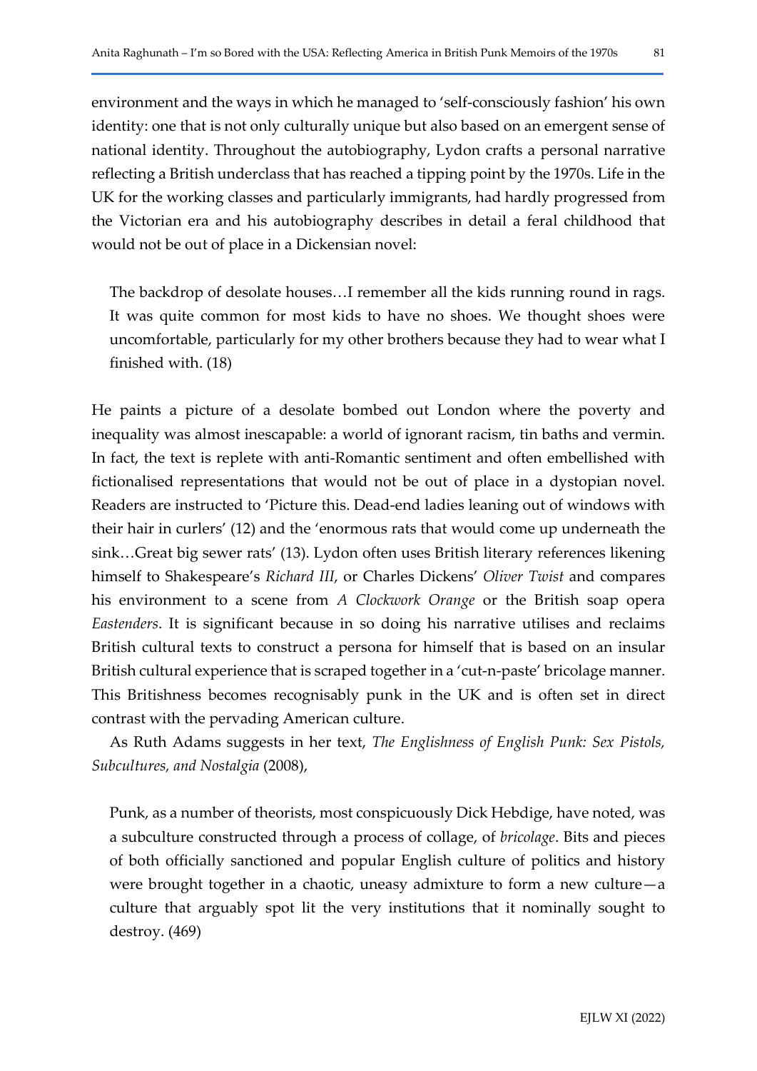environment and the ways in which he managed to 'self-consciously fashion' his own identity: one that is not only culturally unique but also based on an emergent sense of national identity. Throughout the autobiography, Lydon crafts a personal narrative reflecting a British underclass that has reached a tipping point by the 1970s. Life in the UK for the working classes and particularly immigrants, had hardly progressed from the Victorian era and his autobiography describes in detail a feral childhood that would not be out of place in a Dickensian novel:

> The backdrop of desolate houses…I remember all the kids running round in rags. It was quite common for most kids to have no shoes. We thought shoes were uncomfortable, particularly for my other brothers because they had to wear what I finished with. (18)

He paints a picture of a desolate bombed out London where the poverty and inequality was almost inescapable: a world of ignorant racism, tin baths and vermin. In fact, the text is replete with anti-Romantic sentiment and often embellished with fictionalised representations that would not be out of place in a dystopian novel. Readers are instructed to 'Picture this. Dead-end ladies leaning out of windows with their hair in curlers' (12) and the 'enormous rats that would come up underneath the sink…Great big sewer rats' (13). Lydon often uses British literary references likening himself to Shakespeare's *Richard III*, or Charles Dickens' *Oliver Twist* and compares his environment to a scene from *A Clockwork Orange* or the British soap opera *Eastenders*. It is significant because in so doing his narrative utilises and reclaims British cultural texts to construct a persona for himself that is based on an insular British cultural experience that is scraped together in a 'cut-n-paste' bricolage manner. This Britishness becomes recognisably punk in the UK and is often set in direct contrast with the pervading American culture.

As Ruth Adams suggests in her text, *The Englishness of English Punk: Sex Pistols, Subcultures, and Nostalgia* (2008),

> Punk, as a number of theorists, most conspicuously Dick Hebdige, have noted, was a subculture constructed through a process of collage, of *bricolage*. Bits and pieces of both officially sanctioned and popular English culture of politics and history were brought together in a chaotic, uneasy admixture to form a new culture—a culture that arguably spot lit the very institutions that it nominally sought to destroy. (469)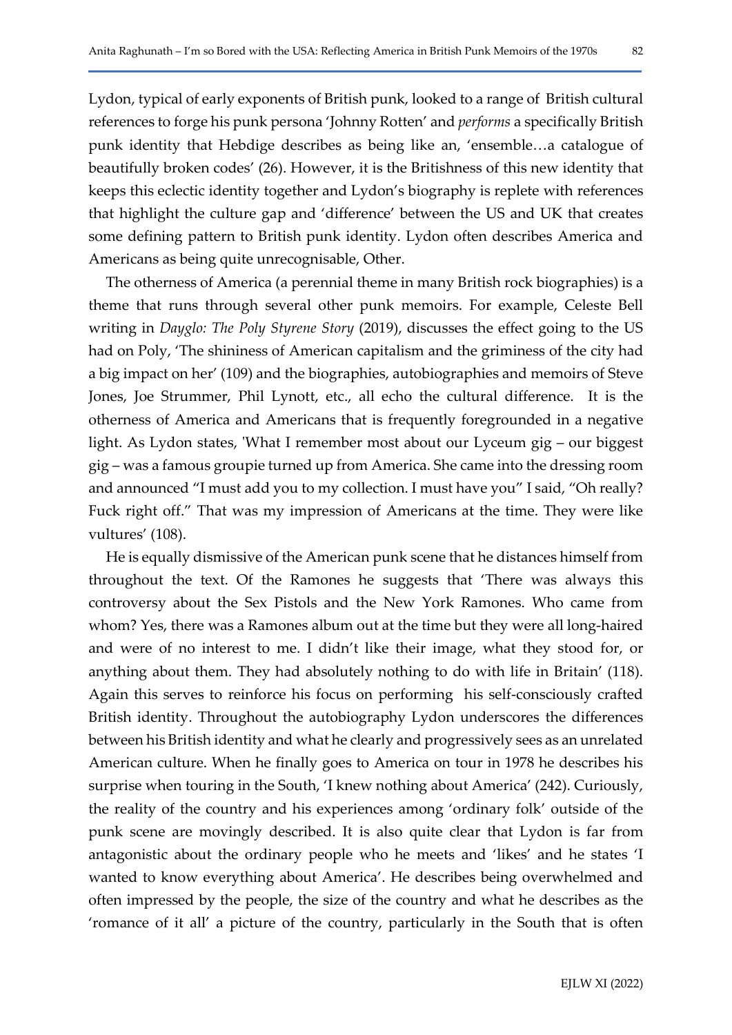Lydon, typical of early exponents of British punk, looked to a range of British cultural references to forge his punk persona 'Johnny Rotten' and *performs* a specifically British punk identity that Hebdige describes as being like an, 'ensemble…a catalogue of beautifully broken codes' (26). However, it is the Britishness of this new identity that keeps this eclectic identity together and Lydon's biography is replete with references that highlight the culture gap and 'difference' between the US and UK that creates some defining pattern to British punk identity. Lydon often describes America and Americans as being quite unrecognisable, Other.

The otherness of America (a perennial theme in many British rock biographies) is a theme that runs through several other punk memoirs. For example, Celeste Bell writing in *Dayglo: The Poly Styrene Story* (2019), discusses the effect going to the US had on Poly, 'The shininess of American capitalism and the griminess of the city had a big impact on her' (109) and the biographies, autobiographies and memoirs of Steve Jones, Joe Strummer, Phil Lynott, etc., all echo the cultural difference. It is the otherness of America and Americans that is frequently foregrounded in a negative light. As Lydon states, 'What I remember most about our Lyceum gig – our biggest gig – was a famous groupie turned up from America. She came into the dressing room and announced "I must add you to my collection. I must have you" I said, "Oh really? Fuck right off." That was my impression of Americans at the time. They were like vultures' (108).

He is equally dismissive of the American punk scene that he distances himself from throughout the text. Of the Ramones he suggests that 'There was always this controversy about the Sex Pistols and the New York Ramones. Who came from whom? Yes, there was a Ramones album out at the time but they were all long-haired and were of no interest to me. I didn't like their image, what they stood for, or anything about them. They had absolutely nothing to do with life in Britain' (118). Again this serves to reinforce his focus on performing his self-consciously crafted British identity. Throughout the autobiography Lydon underscores the differences between his British identity and what he clearly and progressively sees as an unrelated American culture. When he finally goes to America on tour in 1978 he describes his surprise when touring in the South, 'I knew nothing about America' (242). Curiously, the reality of the country and his experiences among 'ordinary folk' outside of the punk scene are movingly described. It is also quite clear that Lydon is far from antagonistic about the ordinary people who he meets and 'likes' and he states 'I wanted to know everything about America'. He describes being overwhelmed and often impressed by the people, the size of the country and what he describes as the 'romance of it all' a picture of the country, particularly in the South that is often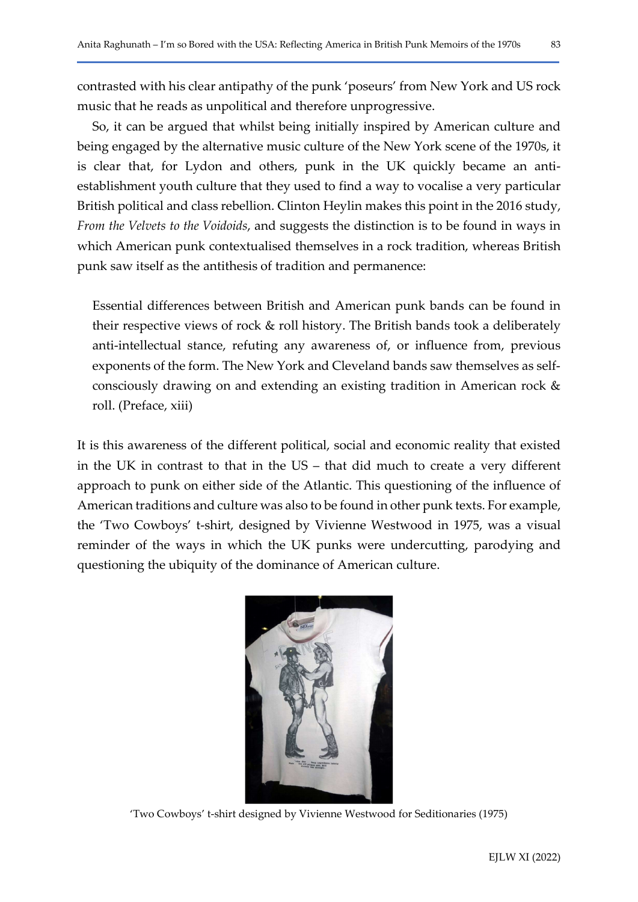contrasted with his clear antipathy of the punk 'poseurs' from New York and US rock music that he reads as unpolitical and therefore unprogressive.

So, it can be argued that whilst being initially inspired by American culture and being engaged by the alternative music culture of the New York scene of the 1970s, it is clear that, for Lydon and others, punk in the UK quickly became an anti-establishment youth culture that they used to find a way to vocalise a very particular British political and class rebellion. Clinton Heylin makes this point in the 2016 study, *From the Velvets to the Voidoids*, and suggests the distinction is to be found in ways in which American punk contextualised themselves in a rock tradition, whereas British punk saw itself as the antithesis of tradition and permanence:

> Essential differences between British and American punk bands can be found in their respective views of rock & roll history. The British bands took a deliberately anti-intellectual stance, refuting any awareness of, or influence from, previous exponents of the form. The New York and Cleveland bands saw themselves as self-consciously drawing on and extending an existing tradition in American rock & roll. (Preface, xiii)

It is this awareness of the different political, social and economic reality that existed in the UK in contrast to that in the US – that did much to create a very different approach to punk on either side of the Atlantic. This questioning of the influence of American traditions and culture was also to be found in other punk texts. For example, the 'Two Cowboys' t-shirt, designed by Vivienne Westwood in 1975, was a visual reminder of the ways in which the UK punks were undercutting, parodying and questioning the ubiquity of the dominance of American culture.

'Two Cowboys' t-shirt designed by Vivienne Westwood for Seditionaries (1975)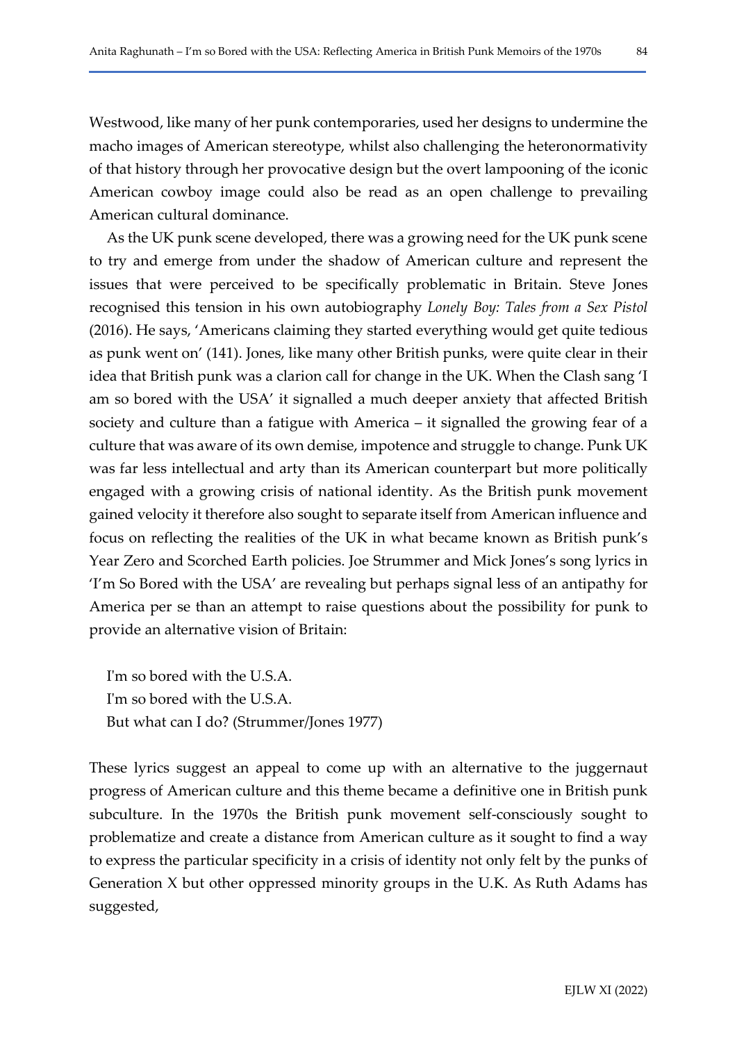Westwood, like many of her punk contemporaries, used her designs to undermine the macho images of American stereotype, whilst also challenging the heteronormativity of that history through her provocative design but the overt lampooning of the iconic American cowboy image could also be read as an open challenge to prevailing American cultural dominance.

As the UK punk scene developed, there was a growing need for the UK punk scene to try and emerge from under the shadow of American culture and represent the issues that were perceived to be specifically problematic in Britain. Steve Jones recognised this tension in his own autobiography *Lonely Boy: Tales from a Sex Pistol* (2016). He says, 'Americans claiming they started everything would get quite tedious as punk went on' (141). Jones, like many other British punks, were quite clear in their idea that British punk was a clarion call for change in the UK. When the Clash sang 'I am so bored with the USA' it signalled a much deeper anxiety that affected British society and culture than a fatigue with America – it signalled the growing fear of a culture that was aware of its own demise, impotence and struggle to change. Punk UK was far less intellectual and arty than its American counterpart but more politically engaged with a growing crisis of national identity. As the British punk movement gained velocity it therefore also sought to separate itself from American influence and focus on reflecting the realities of the UK in what became known as British punk's Year Zero and Scorched Earth policies. Joe Strummer and Mick Jones's song lyrics in 'I'm So Bored with the USA' are revealing but perhaps signal less of an antipathy for America per se than an attempt to raise questions about the possibility for punk to provide an alternative vision of Britain:

> I'm so bored with the U.S.A.
> I'm so bored with the U.S.A.
> But what can I do? (Strummer/Jones 1977)

These lyrics suggest an appeal to come up with an alternative to the juggernaut progress of American culture and this theme became a definitive one in British punk subculture. In the 1970s the British punk movement self-consciously sought to problematize and create a distance from American culture as it sought to find a way to express the particular specificity in a crisis of identity not only felt by the punks of Generation X but other oppressed minority groups in the U.K. As Ruth Adams has suggested,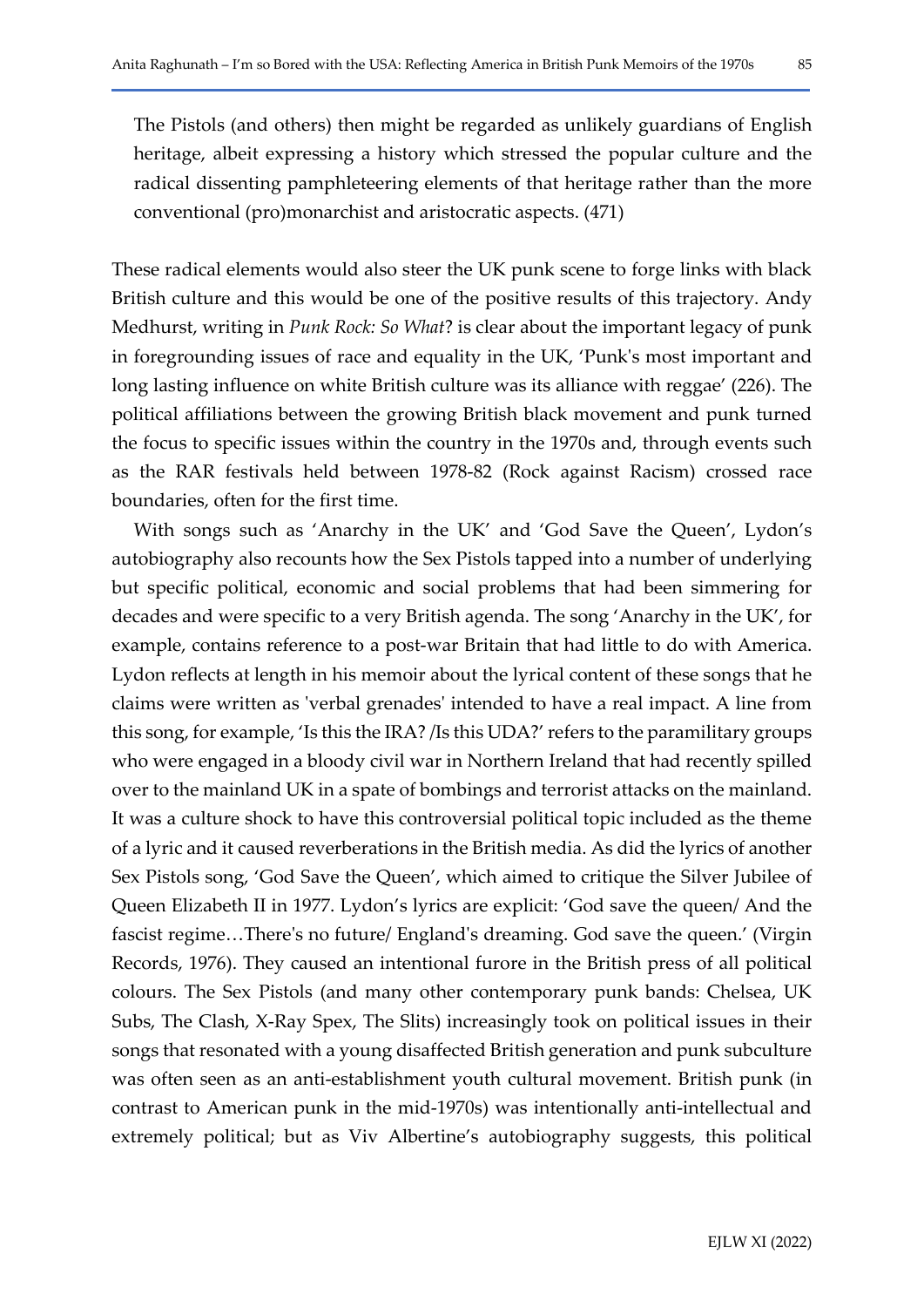> The Pistols (and others) then might be regarded as unlikely guardians of English heritage, albeit expressing a history which stressed the popular culture and the radical dissenting pamphleteering elements of that heritage rather than the more conventional (pro)monarchist and aristocratic aspects. (471)

These radical elements would also steer the UK punk scene to forge links with black British culture and this would be one of the positive results of this trajectory. Andy Medhurst, writing in *Punk Rock: So What*? is clear about the important legacy of punk in foregrounding issues of race and equality in the UK, 'Punk's most important and long lasting influence on white British culture was its alliance with reggae' (226). The political affiliations between the growing British black movement and punk turned the focus to specific issues within the country in the 1970s and, through events such as the RAR festivals held between 1978-82 (Rock against Racism) crossed race boundaries, often for the first time.

With songs such as 'Anarchy in the UK' and 'God Save the Queen', Lydon's autobiography also recounts how the Sex Pistols tapped into a number of underlying but specific political, economic and social problems that had been simmering for decades and were specific to a very British agenda. The song 'Anarchy in the UK', for example, contains reference to a post-war Britain that had little to do with America. Lydon reflects at length in his memoir about the lyrical content of these songs that he claims were written as 'verbal grenades' intended to have a real impact. A line from this song, for example, 'Is this the IRA? /Is this UDA?' refers to the paramilitary groups who were engaged in a bloody civil war in Northern Ireland that had recently spilled over to the mainland UK in a spate of bombings and terrorist attacks on the mainland. It was a culture shock to have this controversial political topic included as the theme of a lyric and it caused reverberations in the British media. As did the lyrics of another Sex Pistols song, 'God Save the Queen', which aimed to critique the Silver Jubilee of Queen Elizabeth II in 1977. Lydon's lyrics are explicit: 'God save the queen/ And the fascist regime…There's no future/ England's dreaming. God save the queen.' (Virgin Records, 1976). They caused an intentional furore in the British press of all political colours. The Sex Pistols (and many other contemporary punk bands: Chelsea, UK Subs, The Clash, X-Ray Spex, The Slits) increasingly took on political issues in their songs that resonated with a young disaffected British generation and punk subculture was often seen as an anti-establishment youth cultural movement. British punk (in contrast to American punk in the mid-1970s) was intentionally anti-intellectual and extremely political; but as Viv Albertine's autobiography suggests, this political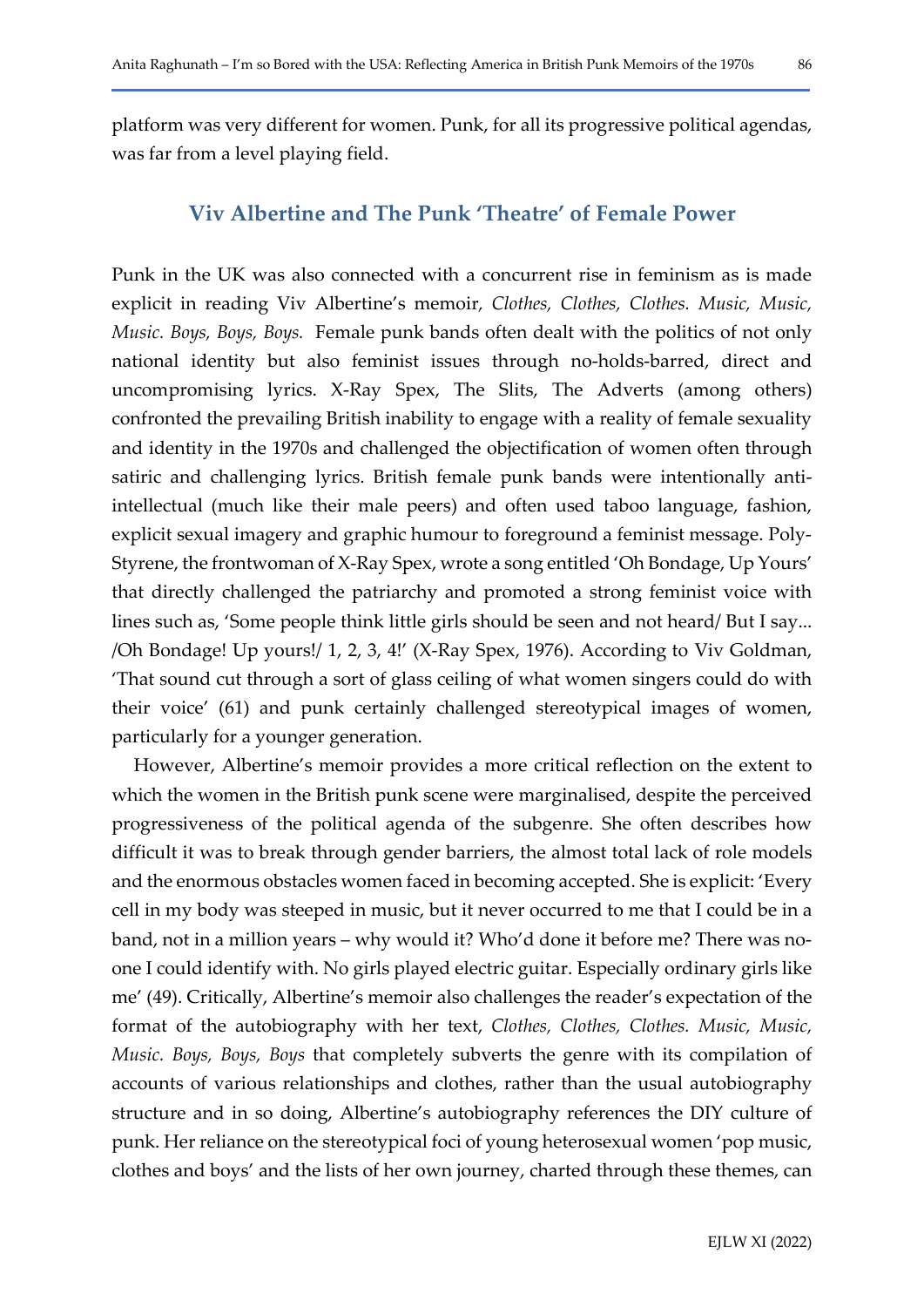platform was very different for women. Punk, for all its progressive political agendas, was far from a level playing field.

## Viv Albertine and The Punk 'Theatre' of Female Power

Punk in the UK was also connected with a concurrent rise in feminism as is made explicit in reading Viv Albertine's memoir, *Clothes, Clothes, Clothes. Music, Music, Music. Boys, Boys, Boys.* Female punk bands often dealt with the politics of not only national identity but also feminist issues through no-holds-barred, direct and uncompromising lyrics. X-Ray Spex, The Slits, The Adverts (among others) confronted the prevailing British inability to engage with a reality of female sexuality and identity in the 1970s and challenged the objectification of women often through satiric and challenging lyrics. British female punk bands were intentionally anti-intellectual (much like their male peers) and often used taboo language, fashion, explicit sexual imagery and graphic humour to foreground a feminist message. Poly-Styrene, the frontwoman of X-Ray Spex, wrote a song entitled 'Oh Bondage, Up Yours' that directly challenged the patriarchy and promoted a strong feminist voice with lines such as, 'Some people think little girls should be seen and not heard/ But I say... /Oh Bondage! Up yours!/ 1, 2, 3, 4!' (X-Ray Spex, 1976). According to Viv Goldman, 'That sound cut through a sort of glass ceiling of what women singers could do with their voice' (61) and punk certainly challenged stereotypical images of women, particularly for a younger generation.

However, Albertine's memoir provides a more critical reflection on the extent to which the women in the British punk scene were marginalised, despite the perceived progressiveness of the political agenda of the subgenre. She often describes how difficult it was to break through gender barriers, the almost total lack of role models and the enormous obstacles women faced in becoming accepted. She is explicit: 'Every cell in my body was steeped in music, but it never occurred to me that I could be in a band, not in a million years – why would it? Who'd done it before me? There was no-one I could identify with. No girls played electric guitar. Especially ordinary girls like me' (49). Critically, Albertine's memoir also challenges the reader's expectation of the format of the autobiography with her text, *Clothes, Clothes, Clothes. Music, Music, Music. Boys, Boys, Boys* that completely subverts the genre with its compilation of accounts of various relationships and clothes, rather than the usual autobiography structure and in so doing, Albertine's autobiography references the DIY culture of punk. Her reliance on the stereotypical foci of young heterosexual women 'pop music, clothes and boys' and the lists of her own journey, charted through these themes, can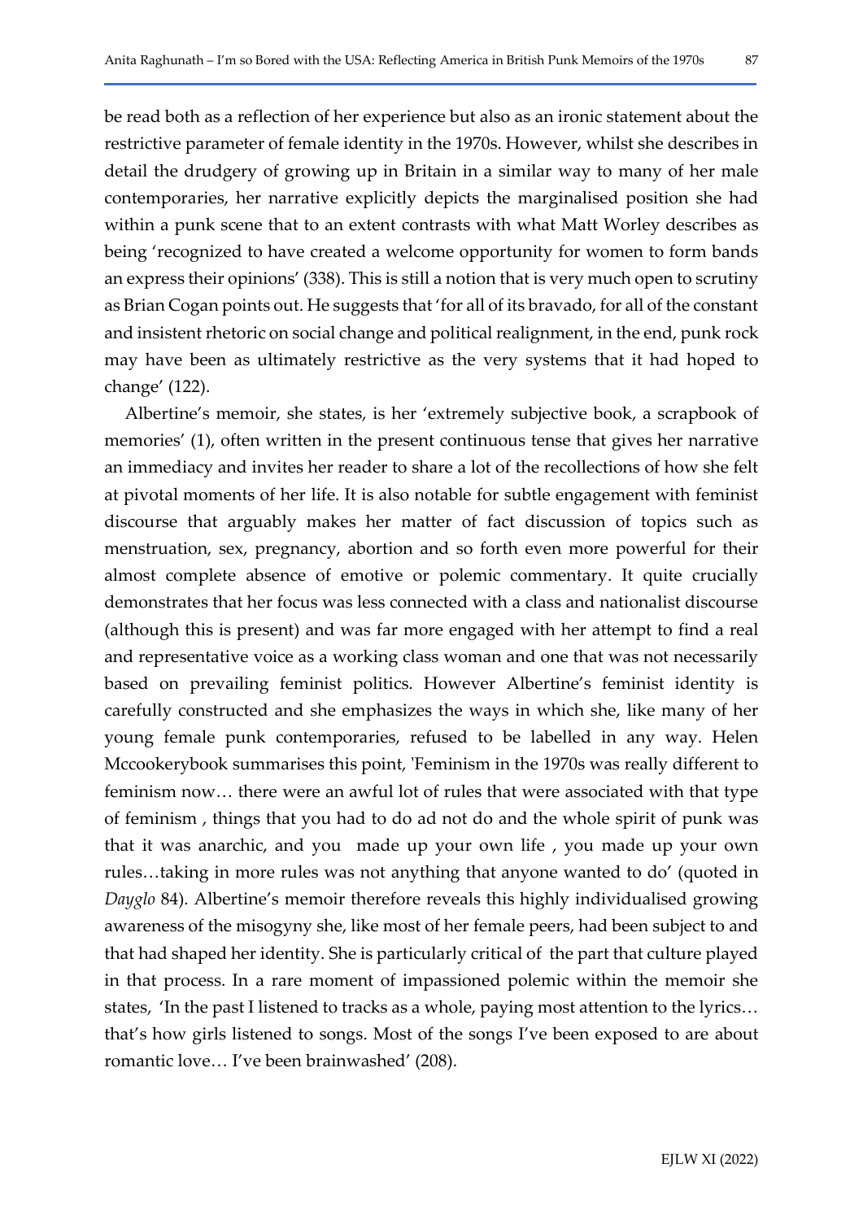be read both as a reflection of her experience but also as an ironic statement about the restrictive parameter of female identity in the 1970s. However, whilst she describes in detail the drudgery of growing up in Britain in a similar way to many of her male contemporaries, her narrative explicitly depicts the marginalised position she had within a punk scene that to an extent contrasts with what Matt Worley describes as being 'recognized to have created a welcome opportunity for women to form bands an express their opinions' (338). This is still a notion that is very much open to scrutiny as Brian Cogan points out. He suggests that 'for all of its bravado, for all of the constant and insistent rhetoric on social change and political realignment, in the end, punk rock may have been as ultimately restrictive as the very systems that it had hoped to change' (122).

Albertine's memoir, she states, is her 'extremely subjective book, a scrapbook of memories' (1), often written in the present continuous tense that gives her narrative an immediacy and invites her reader to share a lot of the recollections of how she felt at pivotal moments of her life. It is also notable for subtle engagement with feminist discourse that arguably makes her matter of fact discussion of topics such as menstruation, sex, pregnancy, abortion and so forth even more powerful for their almost complete absence of emotive or polemic commentary. It quite crucially demonstrates that her focus was less connected with a class and nationalist discourse (although this is present) and was far more engaged with her attempt to find a real and representative voice as a working class woman and one that was not necessarily based on prevailing feminist politics. However Albertine's feminist identity is carefully constructed and she emphasizes the ways in which she, like many of her young female punk contemporaries, refused to be labelled in any way. Helen Mccookerybook summarises this point, 'Feminism in the 1970s was really different to feminism now… there were an awful lot of rules that were associated with that type of feminism , things that you had to do ad not do and the whole spirit of punk was that it was anarchic, and you made up your own life , you made up your own rules…taking in more rules was not anything that anyone wanted to do' (quoted in *Dayglo* 84). Albertine's memoir therefore reveals this highly individualised growing awareness of the misogyny she, like most of her female peers, had been subject to and that had shaped her identity. She is particularly critical of the part that culture played in that process. In a rare moment of impassioned polemic within the memoir she states, 'In the past I listened to tracks as a whole, paying most attention to the lyrics… that's how girls listened to songs. Most of the songs I've been exposed to are about romantic love… I've been brainwashed' (208).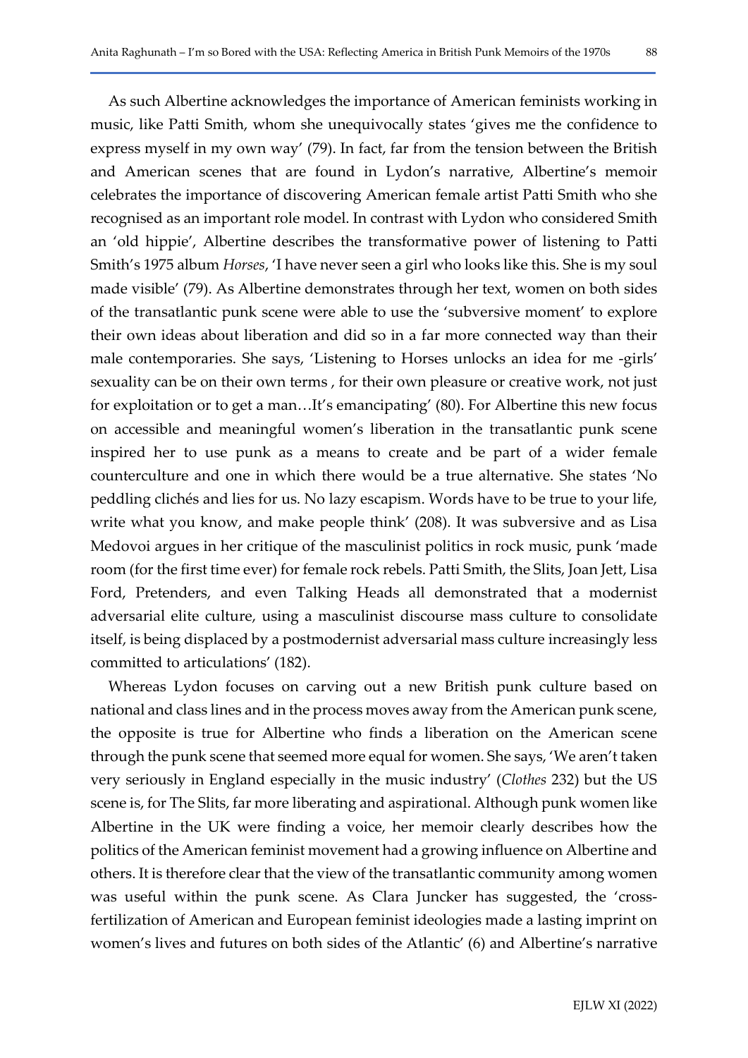As such Albertine acknowledges the importance of American feminists working in music, like Patti Smith, whom she unequivocally states 'gives me the confidence to express myself in my own way' (79). In fact, far from the tension between the British and American scenes that are found in Lydon's narrative, Albertine's memoir celebrates the importance of discovering American female artist Patti Smith who she recognised as an important role model. In contrast with Lydon who considered Smith an 'old hippie', Albertine describes the transformative power of listening to Patti Smith's 1975 album *Horses*, 'I have never seen a girl who looks like this. She is my soul made visible' (79). As Albertine demonstrates through her text, women on both sides of the transatlantic punk scene were able to use the 'subversive moment' to explore their own ideas about liberation and did so in a far more connected way than their male contemporaries. She says, 'Listening to Horses unlocks an idea for me -girls' sexuality can be on their own terms , for their own pleasure or creative work, not just for exploitation or to get a man…It's emancipating' (80). For Albertine this new focus on accessible and meaningful women's liberation in the transatlantic punk scene inspired her to use punk as a means to create and be part of a wider female counterculture and one in which there would be a true alternative. She states 'No peddling clichés and lies for us. No lazy escapism. Words have to be true to your life, write what you know, and make people think' (208). It was subversive and as Lisa Medovoi argues in her critique of the masculinist politics in rock music, punk 'made room (for the first time ever) for female rock rebels. Patti Smith, the Slits, Joan Jett, Lisa Ford, Pretenders, and even Talking Heads all demonstrated that a modernist adversarial elite culture, using a masculinist discourse mass culture to consolidate itself, is being displaced by a postmodernist adversarial mass culture increasingly less committed to articulations' (182).

Whereas Lydon focuses on carving out a new British punk culture based on national and class lines and in the process moves away from the American punk scene, the opposite is true for Albertine who finds a liberation on the American scene through the punk scene that seemed more equal for women. She says, 'We aren't taken very seriously in England especially in the music industry' (*Clothes* 232) but the US scene is, for The Slits, far more liberating and aspirational. Although punk women like Albertine in the UK were finding a voice, her memoir clearly describes how the politics of the American feminist movement had a growing influence on Albertine and others. It is therefore clear that the view of the transatlantic community among women was useful within the punk scene. As Clara Juncker has suggested, the 'cross-fertilization of American and European feminist ideologies made a lasting imprint on women's lives and futures on both sides of the Atlantic' (6) and Albertine's narrative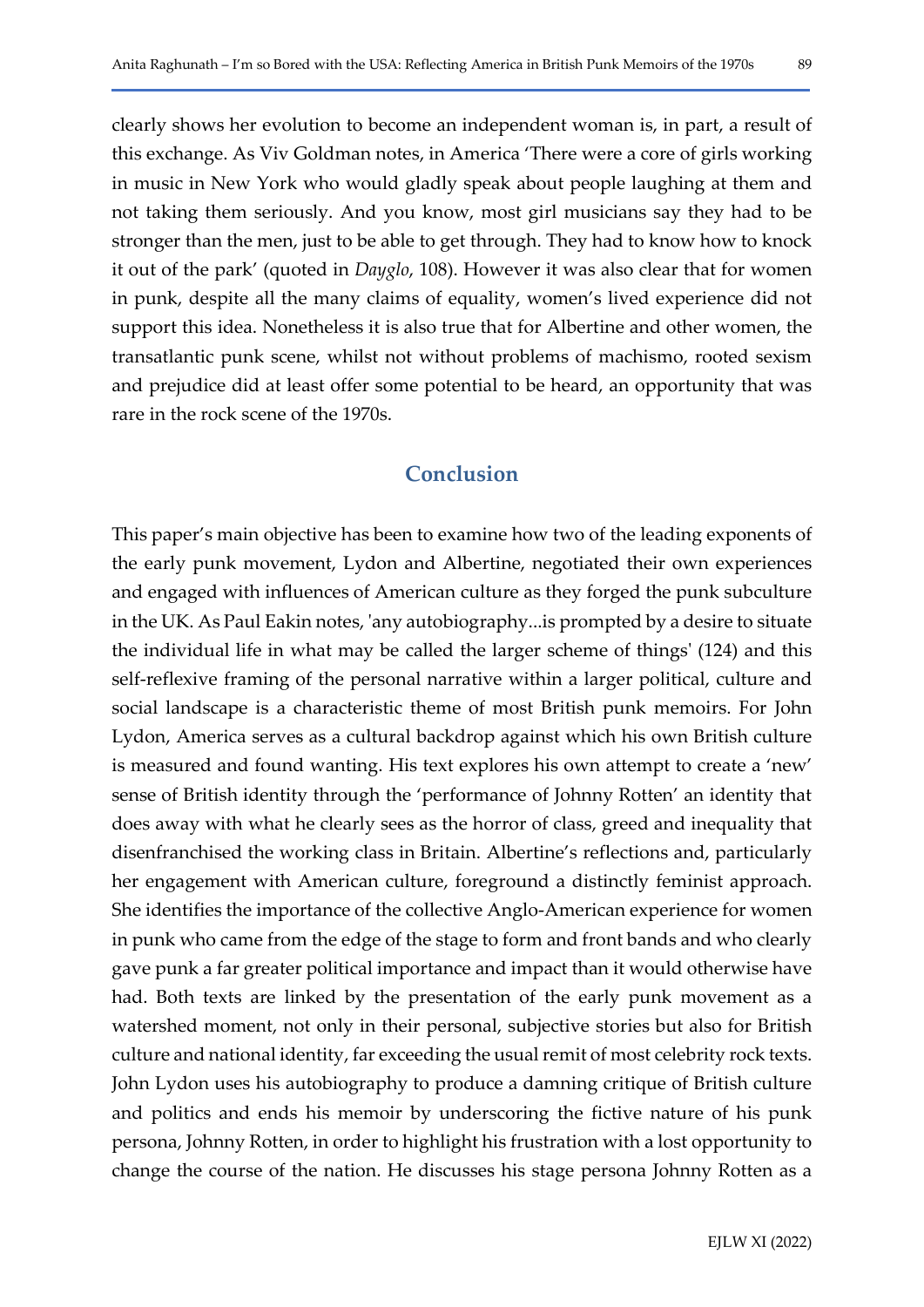clearly shows her evolution to become an independent woman is, in part, a result of this exchange. As Viv Goldman notes, in America 'There were a core of girls working in music in New York who would gladly speak about people laughing at them and not taking them seriously. And you know, most girl musicians say they had to be stronger than the men, just to be able to get through. They had to know how to knock it out of the park' (quoted in *Dayglo*, 108). However it was also clear that for women in punk, despite all the many claims of equality, women's lived experience did not support this idea. Nonetheless it is also true that for Albertine and other women, the transatlantic punk scene, whilst not without problems of machismo, rooted sexism and prejudice did at least offer some potential to be heard, an opportunity that was rare in the rock scene of the 1970s.

## Conclusion

This paper's main objective has been to examine how two of the leading exponents of the early punk movement, Lydon and Albertine, negotiated their own experiences and engaged with influences of American culture as they forged the punk subculture in the UK. As Paul Eakin notes, 'any autobiography...is prompted by a desire to situate the individual life in what may be called the larger scheme of things' (124) and this self-reflexive framing of the personal narrative within a larger political, culture and social landscape is a characteristic theme of most British punk memoirs. For John Lydon, America serves as a cultural backdrop against which his own British culture is measured and found wanting. His text explores his own attempt to create a 'new' sense of British identity through the 'performance of Johnny Rotten' an identity that does away with what he clearly sees as the horror of class, greed and inequality that disenfranchised the working class in Britain. Albertine's reflections and, particularly her engagement with American culture, foreground a distinctly feminist approach. She identifies the importance of the collective Anglo-American experience for women in punk who came from the edge of the stage to form and front bands and who clearly gave punk a far greater political importance and impact than it would otherwise have had. Both texts are linked by the presentation of the early punk movement as a watershed moment, not only in their personal, subjective stories but also for British culture and national identity, far exceeding the usual remit of most celebrity rock texts. John Lydon uses his autobiography to produce a damning critique of British culture and politics and ends his memoir by underscoring the fictive nature of his punk persona, Johnny Rotten, in order to highlight his frustration with a lost opportunity to change the course of the nation. He discusses his stage persona Johnny Rotten as a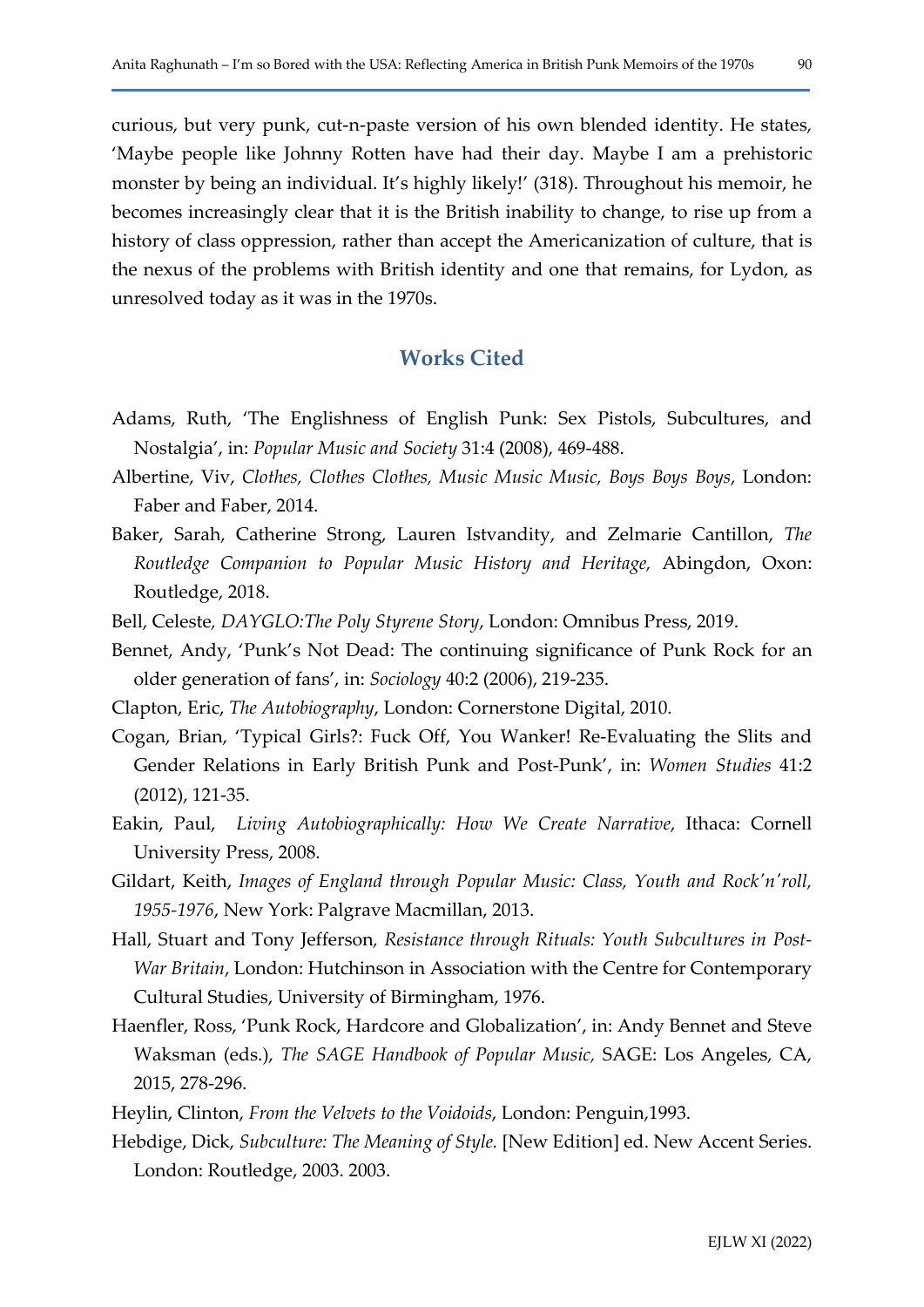curious, but very punk, cut-n-paste version of his own blended identity. He states, 'Maybe people like Johnny Rotten have had their day. Maybe I am a prehistoric monster by being an individual. It's highly likely!' (318). Throughout his memoir, he becomes increasingly clear that it is the British inability to change, to rise up from a history of class oppression, rather than accept the Americanization of culture, that is the nexus of the problems with British identity and one that remains, for Lydon, as unresolved today as it was in the 1970s.

## Works Cited

Adams, Ruth, 'The Englishness of English Punk: Sex Pistols, Subcultures, and Nostalgia', in: *Popular Music and Society* 31:4 (2008), 469-488.

Albertine, Viv, *Clothes, Clothes Clothes, Music Music Music, Boys Boys Boys*, London: Faber and Faber, 2014.

Baker, Sarah, Catherine Strong, Lauren Istvandity, and Zelmarie Cantillon, *The Routledge Companion to Popular Music History and Heritage,* Abingdon, Oxon: Routledge, 2018.

Bell, Celeste, *DAYGLO:The Poly Styrene Story*, London: Omnibus Press, 2019.

Bennet, Andy, 'Punk's Not Dead: The continuing significance of Punk Rock for an older generation of fans', in: *Sociology* 40:2 (2006), 219-235.

Clapton, Eric, *The Autobiography*, London: Cornerstone Digital, 2010.

Cogan, Brian, 'Typical Girls?: Fuck Off, You Wanker! Re-Evaluating the Slits and Gender Relations in Early British Punk and Post-Punk', in: *Women Studies* 41:2 (2012), 121-35.

Eakin, Paul, *Living Autobiographically: How We Create Narrative*, Ithaca: Cornell University Press, 2008.

Gildart, Keith, *Images of England through Popular Music: Class, Youth and Rock'n'roll, 1955-1976*, New York: Palgrave Macmillan, 2013.

Hall, Stuart and Tony Jefferson, *Resistance through Rituals: Youth Subcultures in Post-War Britain*, London: Hutchinson in Association with the Centre for Contemporary Cultural Studies, University of Birmingham, 1976.

Haenfler, Ross, 'Punk Rock, Hardcore and Globalization', in: Andy Bennet and Steve Waksman (eds.), *The SAGE Handbook of Popular Music,* SAGE: Los Angeles, CA, 2015, 278-296.

Heylin, Clinton, *From the Velvets to the Voidoids*, London: Penguin,1993.

Hebdige, Dick, *Subculture: The Meaning of Style.* [New Edition] ed. New Accent Series. London: Routledge, 2003. 2003.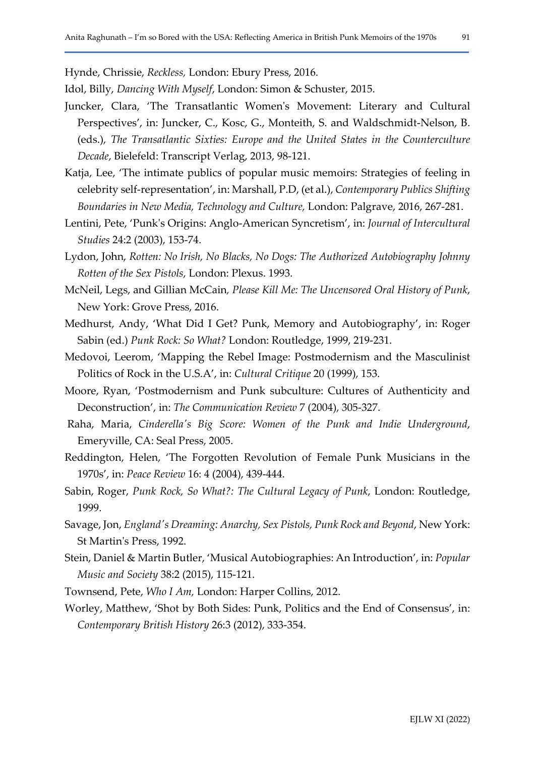Hynde, Chrissie, *Reckless,* London: Ebury Press, 2016.

Idol, Billy, *Dancing With Myself*, London: Simon & Schuster, 2015.

Juncker, Clara, 'The Transatlantic Women's Movement: Literary and Cultural Perspectives', in: Juncker, C., Kosc, G., Monteith, S. and Waldschmidt-Nelson, B. (eds.), *The Transatlantic Sixties: Europe and the United States in the Counterculture Decade*, Bielefeld: Transcript Verlag, 2013, 98-121.

Katja, Lee, 'The intimate publics of popular music memoirs: Strategies of feeling in celebrity self-representation', in: Marshall, P.D, (et al.), *Contemporary Publics Shifting Boundaries in New Media, Technology and Culture,* London: Palgrave, 2016, 267-281.

Lentini, Pete, 'Punk's Origins: Anglo-American Syncretism', in: *Journal of Intercultural Studies* 24:2 (2003), 153-74.

Lydon, John, *Rotten: No Irish, No Blacks, No Dogs: The Authorized Autobiography Johnny Rotten of the Sex Pistols*, London: Plexus. 1993.

McNeil, Legs, and Gillian McCain*, Please Kill Me: The Uncensored Oral History of Punk*, New York: Grove Press, 2016.

Medhurst, Andy, 'What Did I Get? Punk, Memory and Autobiography', in: Roger Sabin (ed.) *Punk Rock: So What?* London: Routledge, 1999, 219-231.

Medovoi, Leerom, 'Mapping the Rebel Image: Postmodernism and the Masculinist Politics of Rock in the U.S.A', in: *Cultural Critique* 20 (1999), 153.

Moore, Ryan, 'Postmodernism and Punk subculture: Cultures of Authenticity and Deconstruction', in: *The Communication Review* 7 (2004), 305-327.

Raha, Maria, *Cinderella's Big Score: Women of the Punk and Indie Underground*, Emeryville, CA: Seal Press, 2005.

Reddington, Helen, 'The Forgotten Revolution of Female Punk Musicians in the 1970s', in: *Peace Review* 16: 4 (2004), 439-444.

Sabin, Roger, *Punk Rock, So What?: The Cultural Legacy of Punk*, London: Routledge, 1999.

Savage, Jon, *England's Dreaming: Anarchy, Sex Pistols, Punk Rock and Beyond*, New York: St Martin's Press, 1992.

Stein, Daniel & Martin Butler, 'Musical Autobiographies: An Introduction', in: *Popular Music and Society* 38:2 (2015), 115-121.

Townsend, Pete, *Who I Am,* London: Harper Collins, 2012.

Worley, Matthew, 'Shot by Both Sides: Punk, Politics and the End of Consensus', in: *Contemporary British History* 26:3 (2012), 333-354.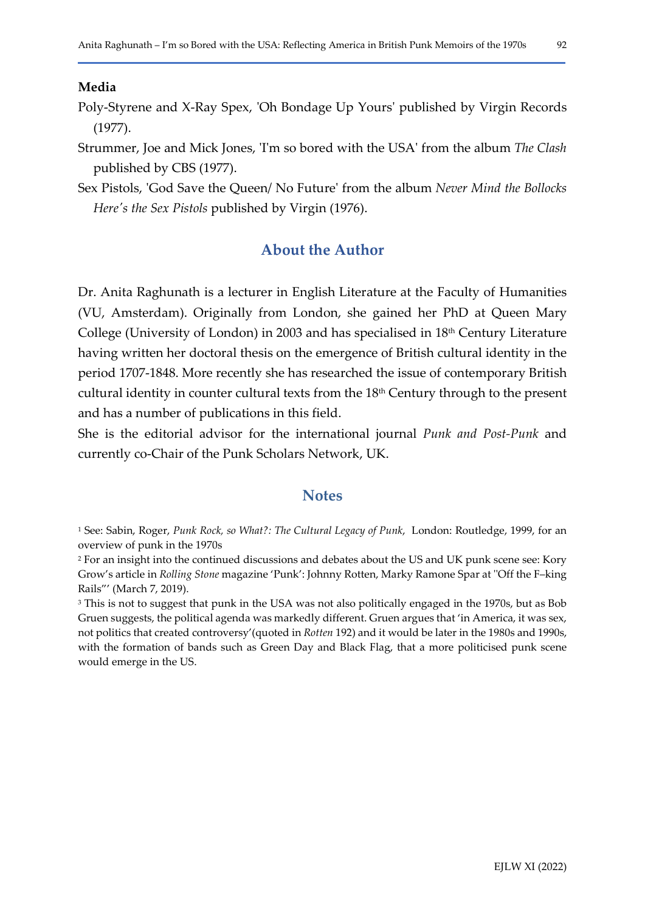**Media**

Poly-Styrene and X-Ray Spex, 'Oh Bondage Up Yours' published by Virgin Records (1977).

Strummer, Joe and Mick Jones, 'I'm so bored with the USA' from the album *The Clash* published by CBS (1977).

Sex Pistols, 'God Save the Queen/ No Future' from the album *Never Mind the Bollocks Here's the Sex Pistols* published by Virgin (1976).

## About the Author

Dr. Anita Raghunath is a lecturer in English Literature at the Faculty of Humanities (VU, Amsterdam). Originally from London, she gained her PhD at Queen Mary College (University of London) in 2003 and has specialised in 18th Century Literature having written her doctoral thesis on the emergence of British cultural identity in the period 1707-1848. More recently she has researched the issue of contemporary British cultural identity in counter cultural texts from the 18th Century through to the present and has a number of publications in this field.

She is the editorial advisor for the international journal *Punk and Post-Punk* and currently co-Chair of the Punk Scholars Network, UK.

## Notes

[1] See: Sabin, Roger, *Punk Rock, so What?: The Cultural Legacy of Punk*, London: Routledge, 1999, for an overview of punk in the 1970s

[2] For an insight into the continued discussions and debates about the US and UK punk scene see: Kory Grow's article in *Rolling Stone* magazine 'Punk': Johnny Rotten, Marky Ramone Spar at "Off the F–king Rails"' (March 7, 2019).

[3] This is not to suggest that punk in the USA was not also politically engaged in the 1970s, but as Bob Gruen suggests, the political agenda was markedly different. Gruen argues that 'in America, it was sex, not politics that created controversy'(quoted in *Rotten* 192) and it would be later in the 1980s and 1990s, with the formation of bands such as Green Day and Black Flag, that a more politicised punk scene would emerge in the US.